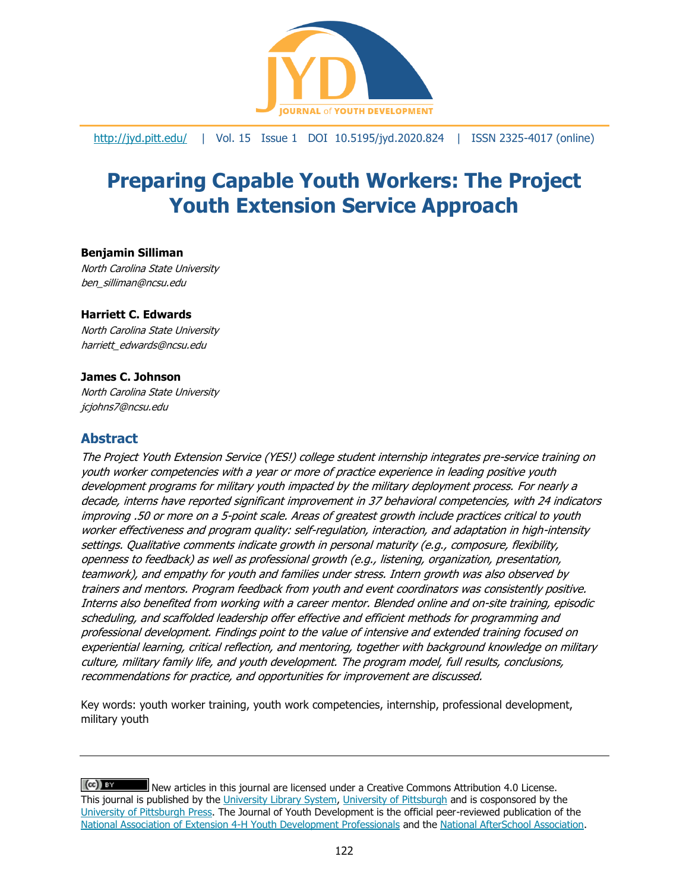http://jyd.pitt.edu/ | Vol. 15 Issue 1 DOI 10.5195/jyd.2020.824 | ISSN 2325-4017 (online)

# Preparing Capable Youth Workers: The Project Youth Extension Service Approach

**Benjamin Silliman**
*North Carolina State University*
*ben_silliman@ncsu.edu*

**Harriett C. Edwards**
*North Carolina State University*
*harriett_edwards@ncsu.edu*

**James C. Johnson**
*North Carolina State University*
*jcjohns7@ncsu.edu*

## Abstract

*The Project Youth Extension Service (YES!) college student internship integrates pre-service training on youth worker competencies with a year or more of practice experience in leading positive youth development programs for military youth impacted by the military deployment process. For nearly a decade, interns have reported significant improvement in 37 behavioral competencies, with 24 indicators improving .50 or more on a 5-point scale. Areas of greatest growth include practices critical to youth worker effectiveness and program quality: self-regulation, interaction, and adaptation in high-intensity settings. Qualitative comments indicate growth in personal maturity (e.g., composure, flexibility, openness to feedback) as well as professional growth (e.g., listening, organization, presentation, teamwork), and empathy for youth and families under stress. Intern growth was also observed by trainers and mentors. Program feedback from youth and event coordinators was consistently positive. Interns also benefited from working with a career mentor. Blended online and on-site training, episodic scheduling, and scaffolded leadership offer effective and efficient methods for programming and professional development. Findings point to the value of intensive and extended training focused on experiential learning, critical reflection, and mentoring, together with background knowledge on military culture, military family life, and youth development. The program model, full results, conclusions, recommendations for practice, and opportunities for improvement are discussed.*

Key words: youth worker training, youth work competencies, internship, professional development, military youth

---

New articles in this journal are licensed under a Creative Commons Attribution 4.0 License. This journal is published by the University Library System, University of Pittsburgh and is cosponsored by the University of Pittsburgh Press. The Journal of Youth Development is the official peer-reviewed publication of the National Association of Extension 4-H Youth Development Professionals and the National AfterSchool Association.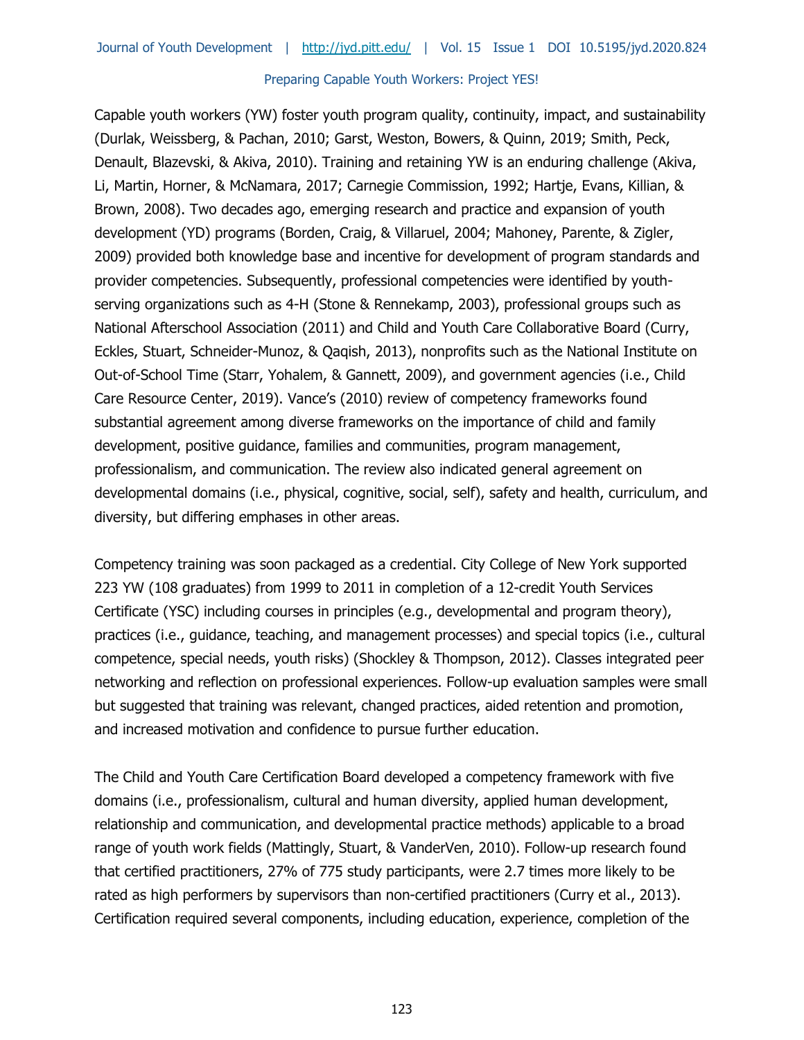Capable youth workers (YW) foster youth program quality, continuity, impact, and sustainability (Durlak, Weissberg, & Pachan, 2010; Garst, Weston, Bowers, & Quinn, 2019; Smith, Peck, Denault, Blazevski, & Akiva, 2010). Training and retaining YW is an enduring challenge (Akiva, Li, Martin, Horner, & McNamara, 2017; Carnegie Commission, 1992; Hartje, Evans, Killian, & Brown, 2008). Two decades ago, emerging research and practice and expansion of youth development (YD) programs (Borden, Craig, & Villaruel, 2004; Mahoney, Parente, & Zigler, 2009) provided both knowledge base and incentive for development of program standards and provider competencies. Subsequently, professional competencies were identified by youth-serving organizations such as 4-H (Stone & Rennekamp, 2003), professional groups such as National Afterschool Association (2011) and Child and Youth Care Collaborative Board (Curry, Eckles, Stuart, Schneider-Munoz, & Qaqish, 2013), nonprofits such as the National Institute on Out-of-School Time (Starr, Yohalem, & Gannett, 2009), and government agencies (i.e., Child Care Resource Center, 2019). Vance's (2010) review of competency frameworks found substantial agreement among diverse frameworks on the importance of child and family development, positive guidance, families and communities, program management, professionalism, and communication. The review also indicated general agreement on developmental domains (i.e., physical, cognitive, social, self), safety and health, curriculum, and diversity, but differing emphases in other areas.

Competency training was soon packaged as a credential. City College of New York supported 223 YW (108 graduates) from 1999 to 2011 in completion of a 12-credit Youth Services Certificate (YSC) including courses in principles (e.g., developmental and program theory), practices (i.e., guidance, teaching, and management processes) and special topics (i.e., cultural competence, special needs, youth risks) (Shockley & Thompson, 2012). Classes integrated peer networking and reflection on professional experiences. Follow-up evaluation samples were small but suggested that training was relevant, changed practices, aided retention and promotion, and increased motivation and confidence to pursue further education.

The Child and Youth Care Certification Board developed a competency framework with five domains (i.e., professionalism, cultural and human diversity, applied human development, relationship and communication, and developmental practice methods) applicable to a broad range of youth work fields (Mattingly, Stuart, & VanderVen, 2010). Follow-up research found that certified practitioners, 27% of 775 study participants, were 2.7 times more likely to be rated as high performers by supervisors than non-certified practitioners (Curry et al., 2013). Certification required several components, including education, experience, completion of the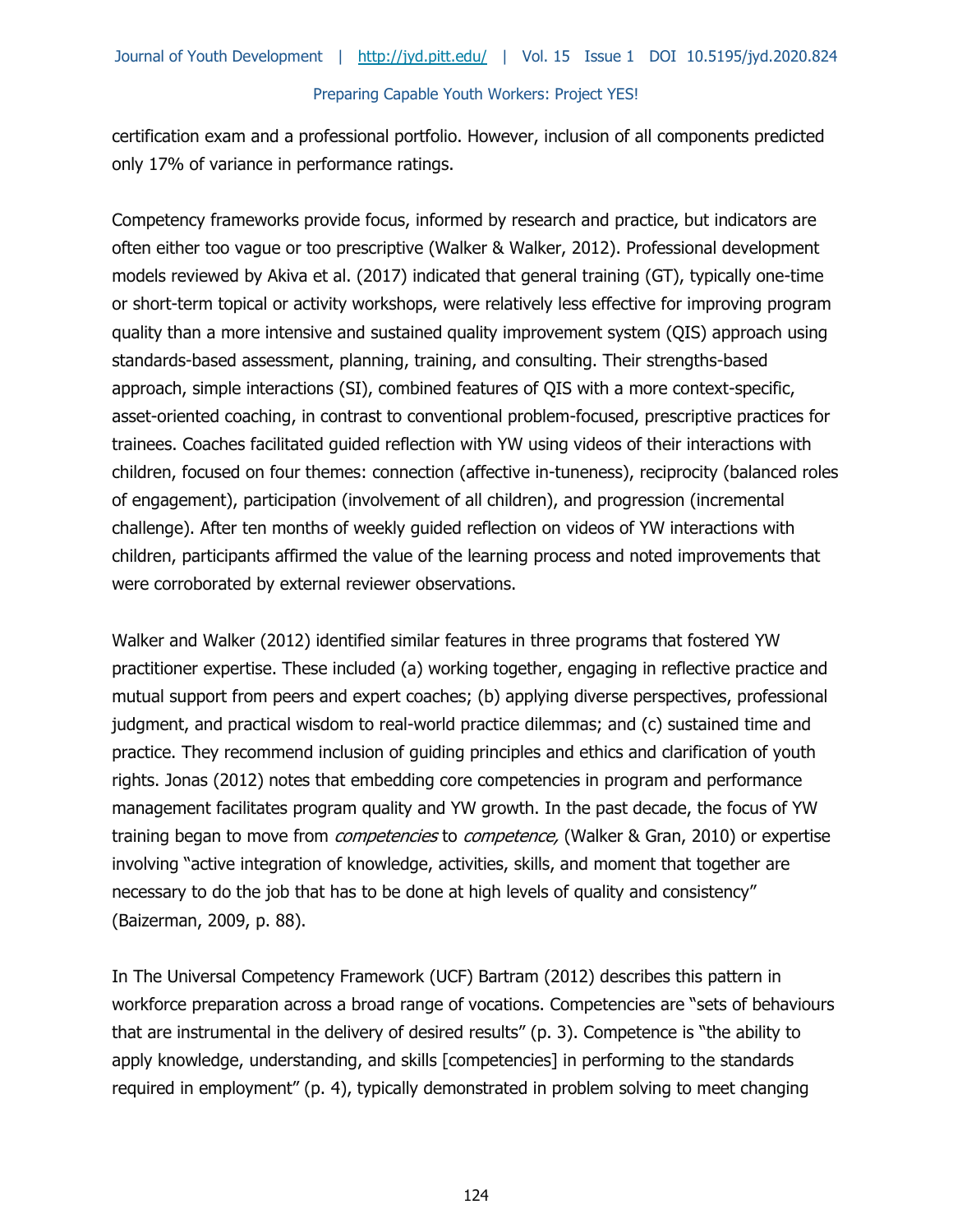certification exam and a professional portfolio. However, inclusion of all components predicted only 17% of variance in performance ratings.

Competency frameworks provide focus, informed by research and practice, but indicators are often either too vague or too prescriptive (Walker & Walker, 2012). Professional development models reviewed by Akiva et al. (2017) indicated that general training (GT), typically one-time or short-term topical or activity workshops, were relatively less effective for improving program quality than a more intensive and sustained quality improvement system (QIS) approach using standards-based assessment, planning, training, and consulting. Their strengths-based approach, simple interactions (SI), combined features of QIS with a more context-specific, asset-oriented coaching, in contrast to conventional problem-focused, prescriptive practices for trainees. Coaches facilitated guided reflection with YW using videos of their interactions with children, focused on four themes: connection (affective in-tuneness), reciprocity (balanced roles of engagement), participation (involvement of all children), and progression (incremental challenge). After ten months of weekly guided reflection on videos of YW interactions with children, participants affirmed the value of the learning process and noted improvements that were corroborated by external reviewer observations.

Walker and Walker (2012) identified similar features in three programs that fostered YW practitioner expertise. These included (a) working together, engaging in reflective practice and mutual support from peers and expert coaches; (b) applying diverse perspectives, professional judgment, and practical wisdom to real-world practice dilemmas; and (c) sustained time and practice. They recommend inclusion of guiding principles and ethics and clarification of youth rights. Jonas (2012) notes that embedding core competencies in program and performance management facilitates program quality and YW growth. In the past decade, the focus of YW training began to move from *competencies* to *competence,* (Walker & Gran, 2010) or expertise involving "active integration of knowledge, activities, skills, and moment that together are necessary to do the job that has to be done at high levels of quality and consistency" (Baizerman, 2009, p. 88).

In The Universal Competency Framework (UCF) Bartram (2012) describes this pattern in workforce preparation across a broad range of vocations. Competencies are "sets of behaviours that are instrumental in the delivery of desired results" (p. 3). Competence is "the ability to apply knowledge, understanding, and skills [competencies] in performing to the standards required in employment" (p. 4), typically demonstrated in problem solving to meet changing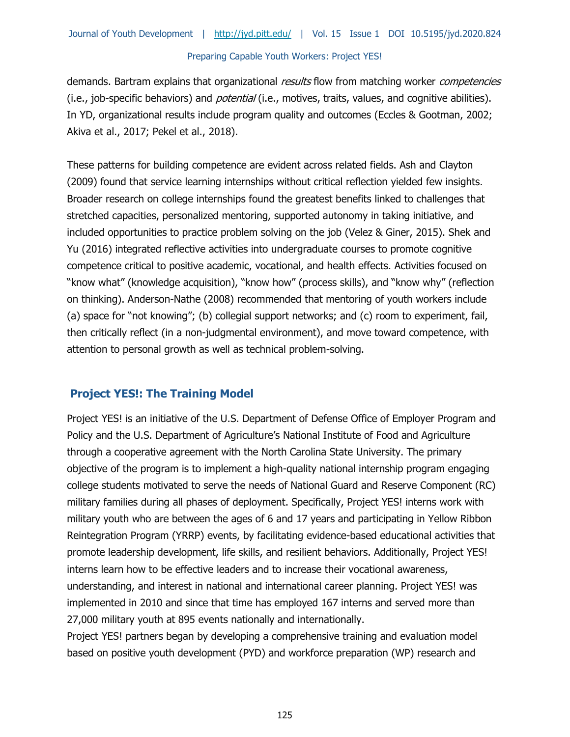demands. Bartram explains that organizational *results* flow from matching worker *competencies* (i.e., job-specific behaviors) and *potential* (i.e., motives, traits, values, and cognitive abilities). In YD, organizational results include program quality and outcomes (Eccles & Gootman, 2002; Akiva et al., 2017; Pekel et al., 2018).

These patterns for building competence are evident across related fields. Ash and Clayton (2009) found that service learning internships without critical reflection yielded few insights. Broader research on college internships found the greatest benefits linked to challenges that stretched capacities, personalized mentoring, supported autonomy in taking initiative, and included opportunities to practice problem solving on the job (Velez & Giner, 2015). Shek and Yu (2016) integrated reflective activities into undergraduate courses to promote cognitive competence critical to positive academic, vocational, and health effects. Activities focused on "know what" (knowledge acquisition), "know how" (process skills), and "know why" (reflection on thinking). Anderson-Nathe (2008) recommended that mentoring of youth workers include (a) space for "not knowing"; (b) collegial support networks; and (c) room to experiment, fail, then critically reflect (in a non-judgmental environment), and move toward competence, with attention to personal growth as well as technical problem-solving.

## Project YES!: The Training Model

Project YES! is an initiative of the U.S. Department of Defense Office of Employer Program and Policy and the U.S. Department of Agriculture's National Institute of Food and Agriculture through a cooperative agreement with the North Carolina State University. The primary objective of the program is to implement a high-quality national internship program engaging college students motivated to serve the needs of National Guard and Reserve Component (RC) military families during all phases of deployment. Specifically, Project YES! interns work with military youth who are between the ages of 6 and 17 years and participating in Yellow Ribbon Reintegration Program (YRRP) events, by facilitating evidence-based educational activities that promote leadership development, life skills, and resilient behaviors. Additionally, Project YES! interns learn how to be effective leaders and to increase their vocational awareness, understanding, and interest in national and international career planning. Project YES! was implemented in 2010 and since that time has employed 167 interns and served more than 27,000 military youth at 895 events nationally and internationally.

Project YES! partners began by developing a comprehensive training and evaluation model based on positive youth development (PYD) and workforce preparation (WP) research and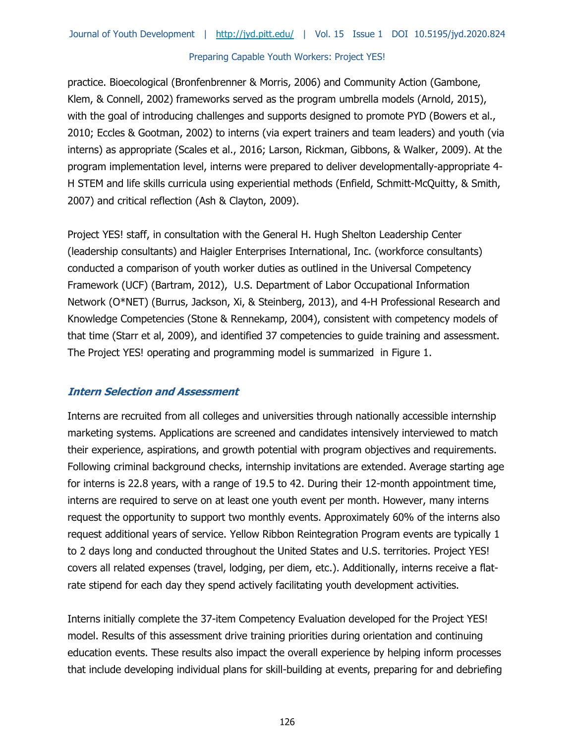practice. Bioecological (Bronfenbrenner & Morris, 2006) and Community Action (Gambone, Klem, & Connell, 2002) frameworks served as the program umbrella models (Arnold, 2015), with the goal of introducing challenges and supports designed to promote PYD (Bowers et al., 2010; Eccles & Gootman, 2002) to interns (via expert trainers and team leaders) and youth (via interns) as appropriate (Scales et al., 2016; Larson, Rickman, Gibbons, & Walker, 2009). At the program implementation level, interns were prepared to deliver developmentally-appropriate 4-H STEM and life skills curricula using experiential methods (Enfield, Schmitt-McQuitty, & Smith, 2007) and critical reflection (Ash & Clayton, 2009).

Project YES! staff, in consultation with the General H. Hugh Shelton Leadership Center (leadership consultants) and Haigler Enterprises International, Inc. (workforce consultants) conducted a comparison of youth worker duties as outlined in the Universal Competency Framework (UCF) (Bartram, 2012), U.S. Department of Labor Occupational Information Network (O*NET) (Burrus, Jackson, Xi, & Steinberg, 2013), and 4-H Professional Research and Knowledge Competencies (Stone & Rennekamp, 2004), consistent with competency models of that time (Starr et al, 2009), and identified 37 competencies to guide training and assessment. The Project YES! operating and programming model is summarized in Figure 1.

### *Intern Selection and Assessment*

Interns are recruited from all colleges and universities through nationally accessible internship marketing systems. Applications are screened and candidates intensively interviewed to match their experience, aspirations, and growth potential with program objectives and requirements. Following criminal background checks, internship invitations are extended. Average starting age for interns is 22.8 years, with a range of 19.5 to 42. During their 12-month appointment time, interns are required to serve on at least one youth event per month. However, many interns request the opportunity to support two monthly events. Approximately 60% of the interns also request additional years of service. Yellow Ribbon Reintegration Program events are typically 1 to 2 days long and conducted throughout the United States and U.S. territories. Project YES! covers all related expenses (travel, lodging, per diem, etc.). Additionally, interns receive a flat-rate stipend for each day they spend actively facilitating youth development activities.

Interns initially complete the 37-item Competency Evaluation developed for the Project YES! model. Results of this assessment drive training priorities during orientation and continuing education events. These results also impact the overall experience by helping inform processes that include developing individual plans for skill-building at events, preparing for and debriefing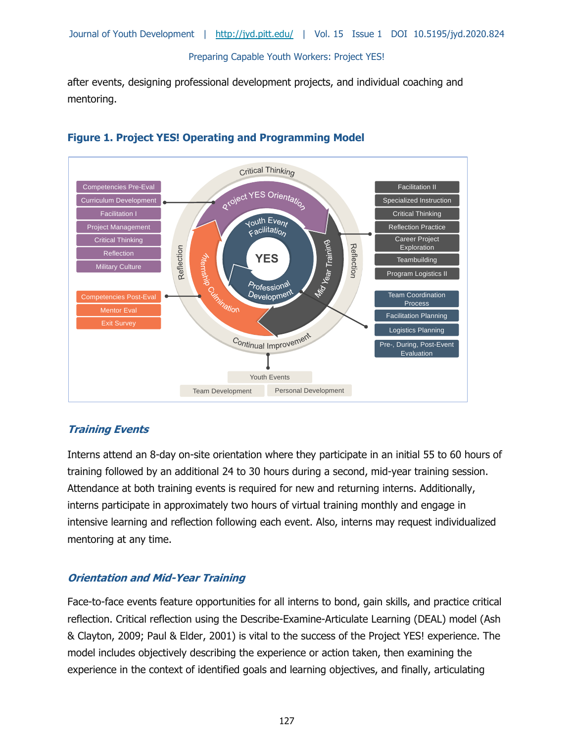after events, designing professional development projects, and individual coaching and mentoring.

**Figure 1. Project YES! Operating and Programming Model**

### *Training Events*

Interns attend an 8-day on-site orientation where they participate in an initial 55 to 60 hours of training followed by an additional 24 to 30 hours during a second, mid-year training session. Attendance at both training events is required for new and returning interns. Additionally, interns participate in approximately two hours of virtual training monthly and engage in intensive learning and reflection following each event. Also, interns may request individualized mentoring at any time.

### *Orientation and Mid-Year Training*

Face-to-face events feature opportunities for all interns to bond, gain skills, and practice critical reflection. Critical reflection using the Describe-Examine-Articulate Learning (DEAL) model (Ash & Clayton, 2009; Paul & Elder, 2001) is vital to the success of the Project YES! experience. The model includes objectively describing the experience or action taken, then examining the experience in the context of identified goals and learning objectives, and finally, articulating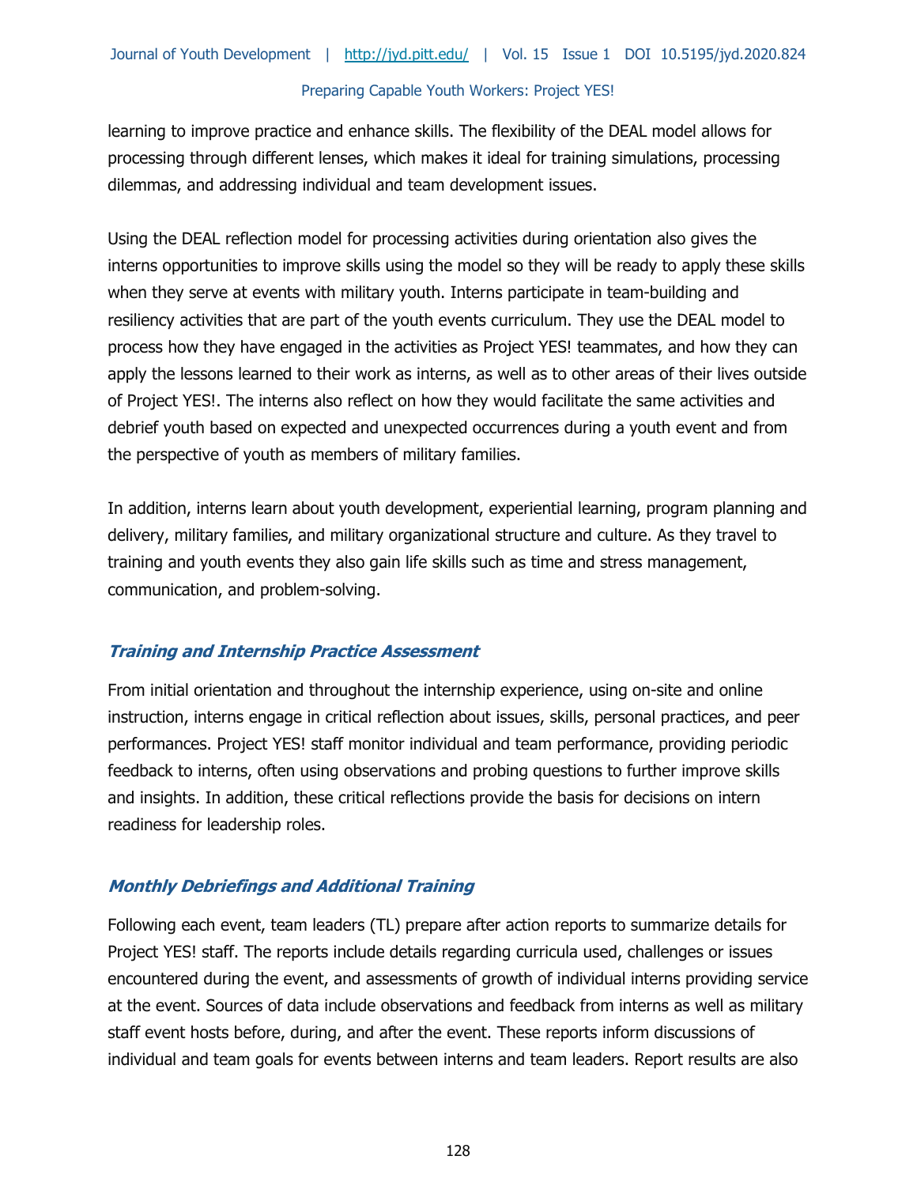learning to improve practice and enhance skills. The flexibility of the DEAL model allows for processing through different lenses, which makes it ideal for training simulations, processing dilemmas, and addressing individual and team development issues.

Using the DEAL reflection model for processing activities during orientation also gives the interns opportunities to improve skills using the model so they will be ready to apply these skills when they serve at events with military youth. Interns participate in team-building and resiliency activities that are part of the youth events curriculum. They use the DEAL model to process how they have engaged in the activities as Project YES! teammates, and how they can apply the lessons learned to their work as interns, as well as to other areas of their lives outside of Project YES!. The interns also reflect on how they would facilitate the same activities and debrief youth based on expected and unexpected occurrences during a youth event and from the perspective of youth as members of military families.

In addition, interns learn about youth development, experiential learning, program planning and delivery, military families, and military organizational structure and culture. As they travel to training and youth events they also gain life skills such as time and stress management, communication, and problem-solving.

### *Training and Internship Practice Assessment*

From initial orientation and throughout the internship experience, using on-site and online instruction, interns engage in critical reflection about issues, skills, personal practices, and peer performances. Project YES! staff monitor individual and team performance, providing periodic feedback to interns, often using observations and probing questions to further improve skills and insights. In addition, these critical reflections provide the basis for decisions on intern readiness for leadership roles.

### *Monthly Debriefings and Additional Training*

Following each event, team leaders (TL) prepare after action reports to summarize details for Project YES! staff. The reports include details regarding curricula used, challenges or issues encountered during the event, and assessments of growth of individual interns providing service at the event. Sources of data include observations and feedback from interns as well as military staff event hosts before, during, and after the event. These reports inform discussions of individual and team goals for events between interns and team leaders. Report results are also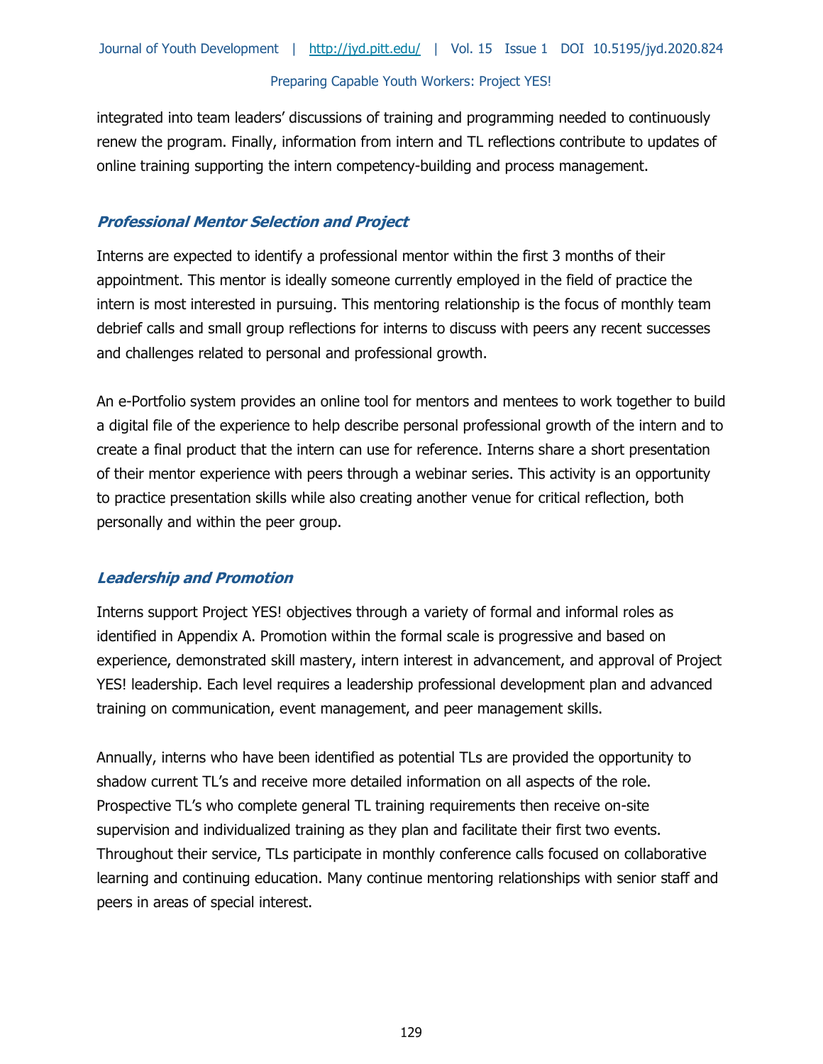integrated into team leaders' discussions of training and programming needed to continuously renew the program. Finally, information from intern and TL reflections contribute to updates of online training supporting the intern competency-building and process management.

### *Professional Mentor Selection and Project*

Interns are expected to identify a professional mentor within the first 3 months of their appointment. This mentor is ideally someone currently employed in the field of practice the intern is most interested in pursuing. This mentoring relationship is the focus of monthly team debrief calls and small group reflections for interns to discuss with peers any recent successes and challenges related to personal and professional growth.

An e-Portfolio system provides an online tool for mentors and mentees to work together to build a digital file of the experience to help describe personal professional growth of the intern and to create a final product that the intern can use for reference. Interns share a short presentation of their mentor experience with peers through a webinar series. This activity is an opportunity to practice presentation skills while also creating another venue for critical reflection, both personally and within the peer group.

### *Leadership and Promotion*

Interns support Project YES! objectives through a variety of formal and informal roles as identified in Appendix A. Promotion within the formal scale is progressive and based on experience, demonstrated skill mastery, intern interest in advancement, and approval of Project YES! leadership. Each level requires a leadership professional development plan and advanced training on communication, event management, and peer management skills.

Annually, interns who have been identified as potential TLs are provided the opportunity to shadow current TL's and receive more detailed information on all aspects of the role. Prospective TL's who complete general TL training requirements then receive on-site supervision and individualized training as they plan and facilitate their first two events. Throughout their service, TLs participate in monthly conference calls focused on collaborative learning and continuing education. Many continue mentoring relationships with senior staff and peers in areas of special interest.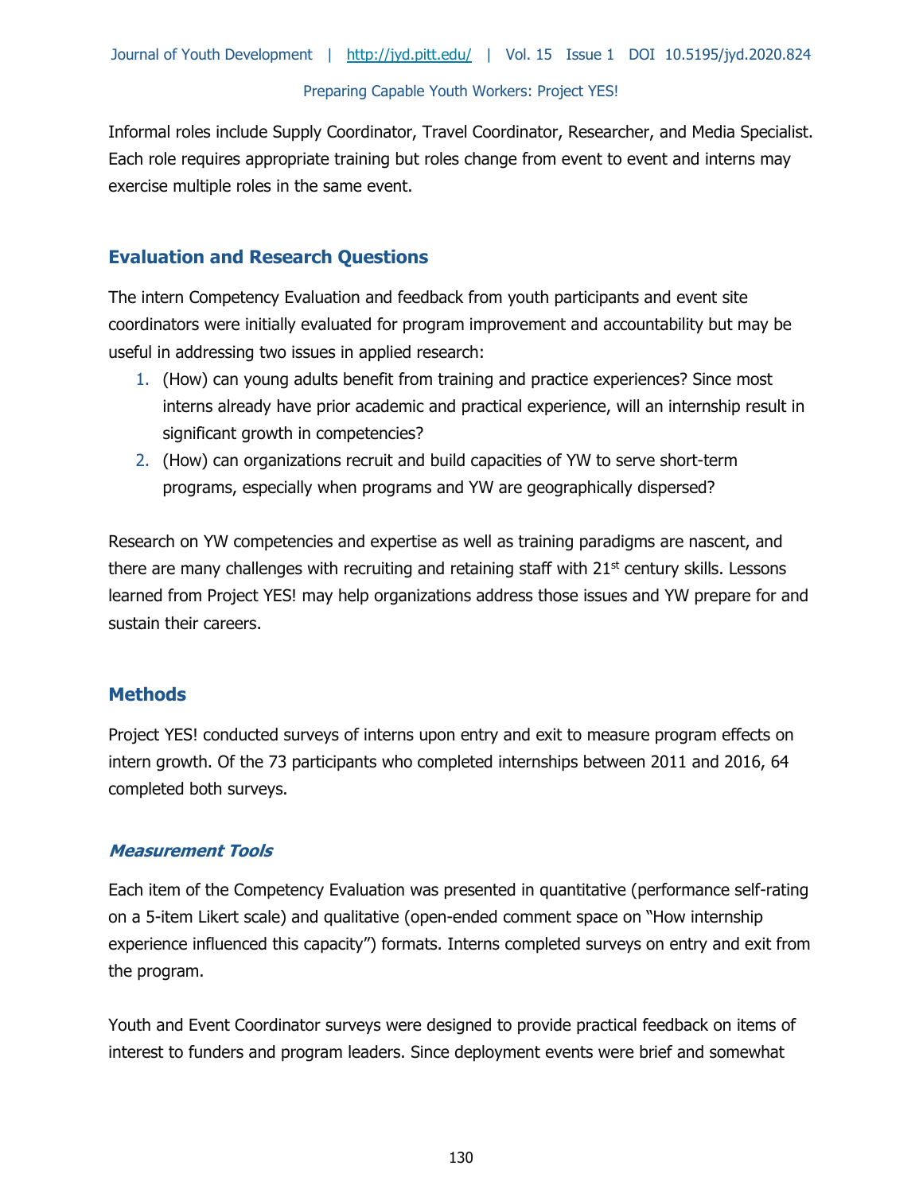Informal roles include Supply Coordinator, Travel Coordinator, Researcher, and Media Specialist. Each role requires appropriate training but roles change from event to event and interns may exercise multiple roles in the same event.

## Evaluation and Research Questions

The intern Competency Evaluation and feedback from youth participants and event site coordinators were initially evaluated for program improvement and accountability but may be useful in addressing two issues in applied research:

1. (How) can young adults benefit from training and practice experiences? Since most interns already have prior academic and practical experience, will an internship result in significant growth in competencies?
2. (How) can organizations recruit and build capacities of YW to serve short-term programs, especially when programs and YW are geographically dispersed?

Research on YW competencies and expertise as well as training paradigms are nascent, and there are many challenges with recruiting and retaining staff with 21st century skills. Lessons learned from Project YES! may help organizations address those issues and YW prepare for and sustain their careers.

## Methods

Project YES! conducted surveys of interns upon entry and exit to measure program effects on intern growth. Of the 73 participants who completed internships between 2011 and 2016, 64 completed both surveys.

### *Measurement Tools*

Each item of the Competency Evaluation was presented in quantitative (performance self-rating on a 5-item Likert scale) and qualitative (open-ended comment space on "How internship experience influenced this capacity") formats. Interns completed surveys on entry and exit from the program.

Youth and Event Coordinator surveys were designed to provide practical feedback on items of interest to funders and program leaders. Since deployment events were brief and somewhat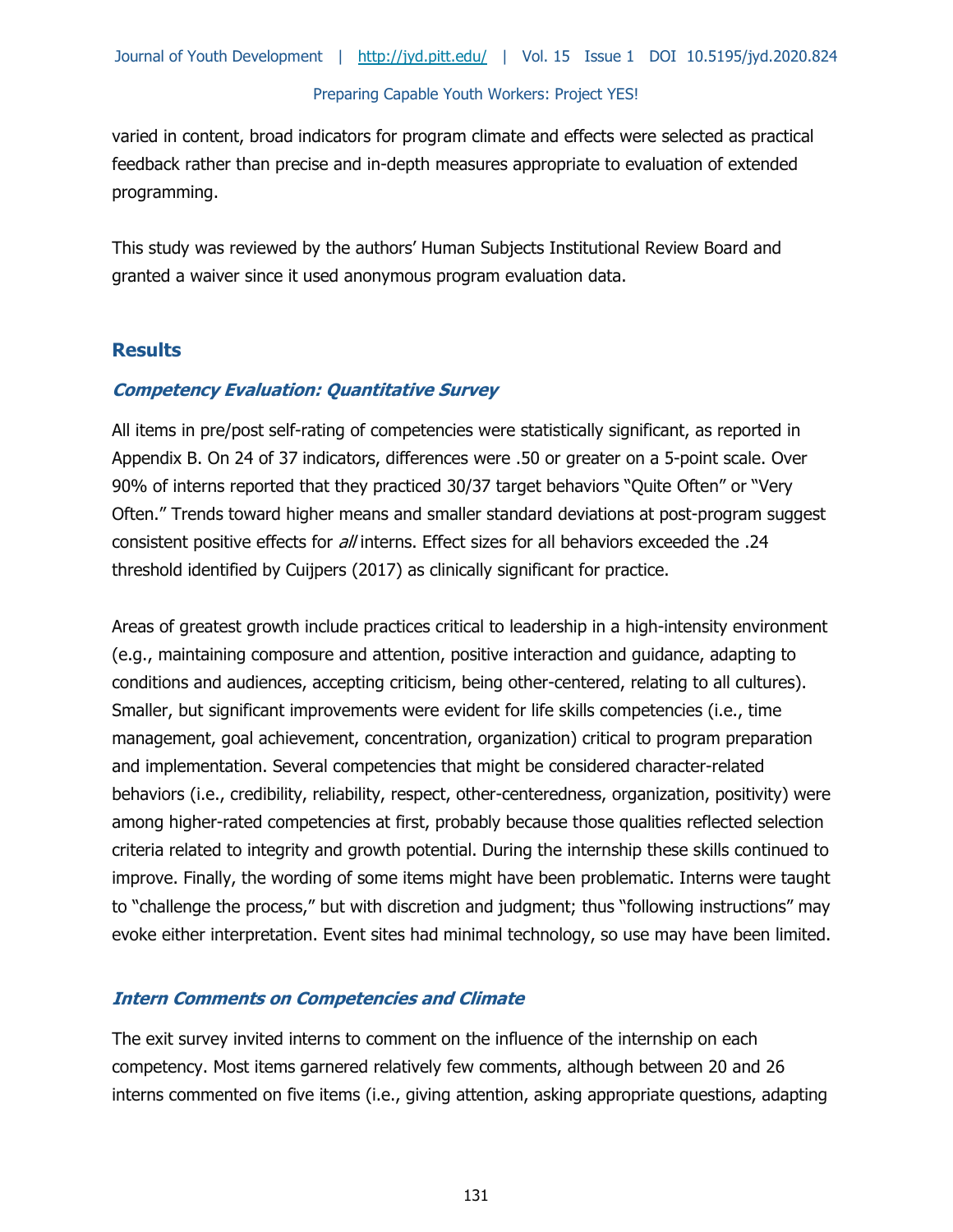varied in content, broad indicators for program climate and effects were selected as practical feedback rather than precise and in-depth measures appropriate to evaluation of extended programming.

This study was reviewed by the authors' Human Subjects Institutional Review Board and granted a waiver since it used anonymous program evaluation data.

## Results

### *Competency Evaluation: Quantitative Survey*

All items in pre/post self-rating of competencies were statistically significant, as reported in Appendix B. On 24 of 37 indicators, differences were .50 or greater on a 5-point scale. Over 90% of interns reported that they practiced 30/37 target behaviors "Quite Often" or "Very Often." Trends toward higher means and smaller standard deviations at post-program suggest consistent positive effects for *all* interns. Effect sizes for all behaviors exceeded the .24 threshold identified by Cuijpers (2017) as clinically significant for practice.

Areas of greatest growth include practices critical to leadership in a high-intensity environment (e.g., maintaining composure and attention, positive interaction and guidance, adapting to conditions and audiences, accepting criticism, being other-centered, relating to all cultures). Smaller, but significant improvements were evident for life skills competencies (i.e., time management, goal achievement, concentration, organization) critical to program preparation and implementation. Several competencies that might be considered character-related behaviors (i.e., credibility, reliability, respect, other-centeredness, organization, positivity) were among higher-rated competencies at first, probably because those qualities reflected selection criteria related to integrity and growth potential. During the internship these skills continued to improve. Finally, the wording of some items might have been problematic. Interns were taught to "challenge the process," but with discretion and judgment; thus "following instructions" may evoke either interpretation. Event sites had minimal technology, so use may have been limited.

### *Intern Comments on Competencies and Climate*

The exit survey invited interns to comment on the influence of the internship on each competency. Most items garnered relatively few comments, although between 20 and 26 interns commented on five items (i.e., giving attention, asking appropriate questions, adapting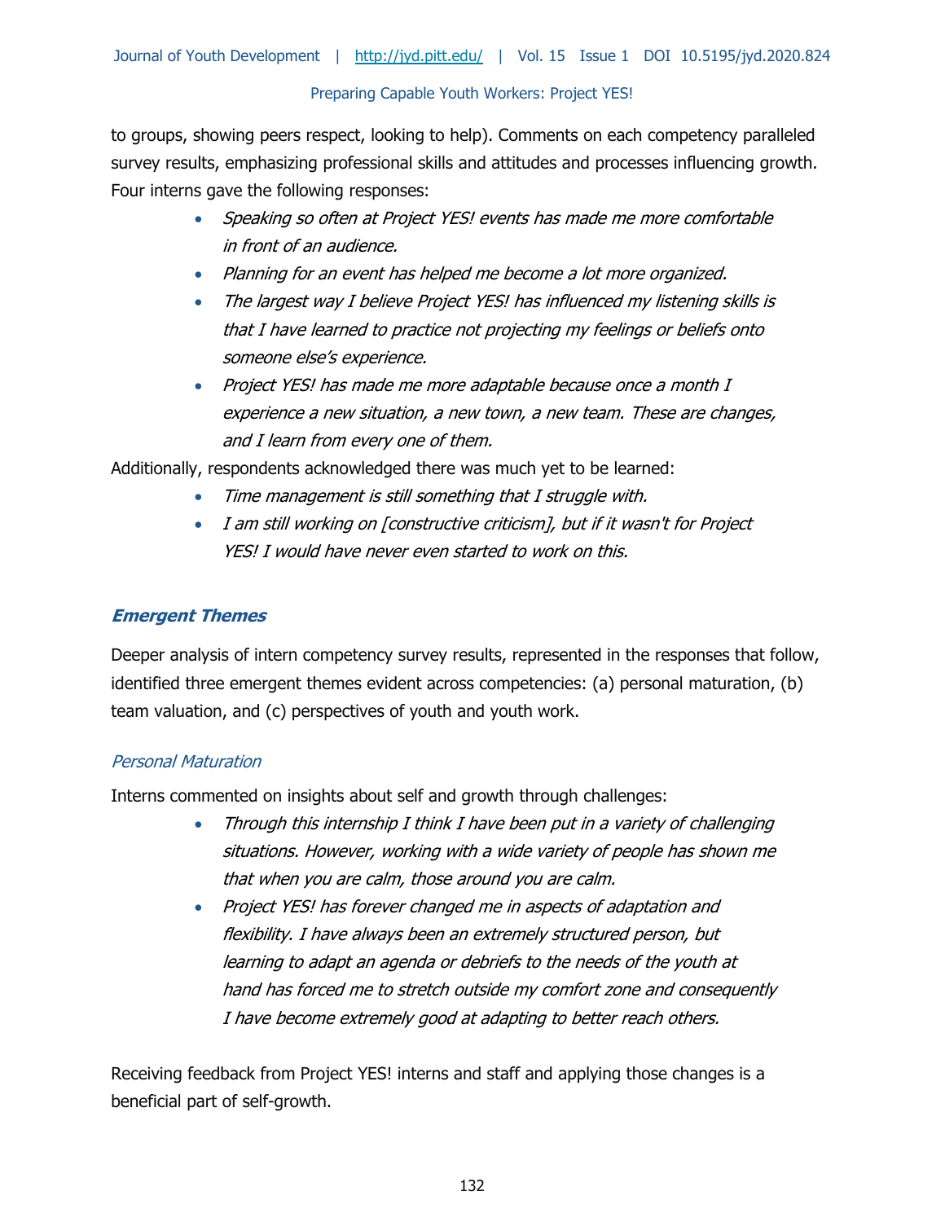to groups, showing peers respect, looking to help). Comments on each competency paralleled survey results, emphasizing professional skills and attitudes and processes influencing growth. Four interns gave the following responses:

- *Speaking so often at Project YES! events has made me more comfortable in front of an audience.*
- *Planning for an event has helped me become a lot more organized.*
- *The largest way I believe Project YES! has influenced my listening skills is that I have learned to practice not projecting my feelings or beliefs onto someone else's experience.*
- *Project YES! has made me more adaptable because once a month I experience a new situation, a new town, a new team. These are changes, and I learn from every one of them.*

Additionally, respondents acknowledged there was much yet to be learned:

- *Time management is still something that I struggle with.*
- *I am still working on [constructive criticism], but if it wasn't for Project YES! I would have never even started to work on this.*

### Emergent Themes

Deeper analysis of intern competency survey results, represented in the responses that follow, identified three emergent themes evident across competencies: (a) personal maturation, (b) team valuation, and (c) perspectives of youth and youth work.

#### *Personal Maturation*

Interns commented on insights about self and growth through challenges:

- *Through this internship I think I have been put in a variety of challenging situations. However, working with a wide variety of people has shown me that when you are calm, those around you are calm.*
- *Project YES! has forever changed me in aspects of adaptation and flexibility. I have always been an extremely structured person, but learning to adapt an agenda or debriefs to the needs of the youth at hand has forced me to stretch outside my comfort zone and consequently I have become extremely good at adapting to better reach others.*

Receiving feedback from Project YES! interns and staff and applying those changes is a beneficial part of self-growth.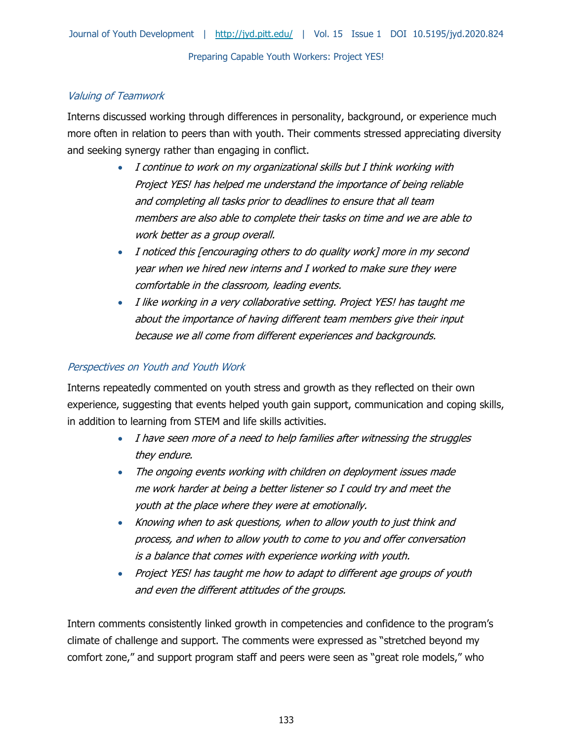### *Valuing of Teamwork*

Interns discussed working through differences in personality, background, or experience much more often in relation to peers than with youth. Their comments stressed appreciating diversity and seeking synergy rather than engaging in conflict.

- *I continue to work on my organizational skills but I think working with Project YES! has helped me understand the importance of being reliable and completing all tasks prior to deadlines to ensure that all team members are also able to complete their tasks on time and we are able to work better as a group overall.*
- *I noticed this [encouraging others to do quality work] more in my second year when we hired new interns and I worked to make sure they were comfortable in the classroom, leading events.*
- *I like working in a very collaborative setting. Project YES! has taught me about the importance of having different team members give their input because we all come from different experiences and backgrounds.*

### *Perspectives on Youth and Youth Work*

Interns repeatedly commented on youth stress and growth as they reflected on their own experience, suggesting that events helped youth gain support, communication and coping skills, in addition to learning from STEM and life skills activities.

- *I have seen more of a need to help families after witnessing the struggles they endure.*
- *The ongoing events working with children on deployment issues made me work harder at being a better listener so I could try and meet the youth at the place where they were at emotionally.*
- *Knowing when to ask questions, when to allow youth to just think and process, and when to allow youth to come to you and offer conversation is a balance that comes with experience working with youth.*
- *Project YES! has taught me how to adapt to different age groups of youth and even the different attitudes of the groups.*

Intern comments consistently linked growth in competencies and confidence to the program's climate of challenge and support. The comments were expressed as "stretched beyond my comfort zone," and support program staff and peers were seen as "great role models," who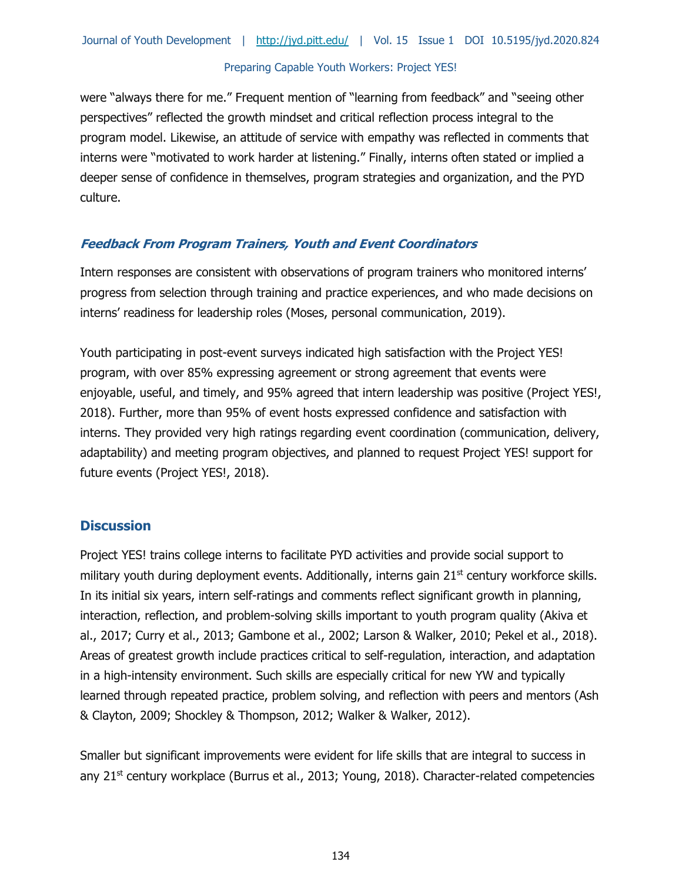were "always there for me." Frequent mention of "learning from feedback" and "seeing other perspectives" reflected the growth mindset and critical reflection process integral to the program model. Likewise, an attitude of service with empathy was reflected in comments that interns were "motivated to work harder at listening." Finally, interns often stated or implied a deeper sense of confidence in themselves, program strategies and organization, and the PYD culture.

### *Feedback From Program Trainers, Youth and Event Coordinators*

Intern responses are consistent with observations of program trainers who monitored interns' progress from selection through training and practice experiences, and who made decisions on interns' readiness for leadership roles (Moses, personal communication, 2019).

Youth participating in post-event surveys indicated high satisfaction with the Project YES! program, with over 85% expressing agreement or strong agreement that events were enjoyable, useful, and timely, and 95% agreed that intern leadership was positive (Project YES!, 2018). Further, more than 95% of event hosts expressed confidence and satisfaction with interns. They provided very high ratings regarding event coordination (communication, delivery, adaptability) and meeting program objectives, and planned to request Project YES! support for future events (Project YES!, 2018).

## Discussion

Project YES! trains college interns to facilitate PYD activities and provide social support to military youth during deployment events. Additionally, interns gain 21st century workforce skills. In its initial six years, intern self-ratings and comments reflect significant growth in planning, interaction, reflection, and problem-solving skills important to youth program quality (Akiva et al., 2017; Curry et al., 2013; Gambone et al., 2002; Larson & Walker, 2010; Pekel et al., 2018). Areas of greatest growth include practices critical to self-regulation, interaction, and adaptation in a high-intensity environment. Such skills are especially critical for new YW and typically learned through repeated practice, problem solving, and reflection with peers and mentors (Ash & Clayton, 2009; Shockley & Thompson, 2012; Walker & Walker, 2012).

Smaller but significant improvements were evident for life skills that are integral to success in any 21st century workplace (Burrus et al., 2013; Young, 2018). Character-related competencies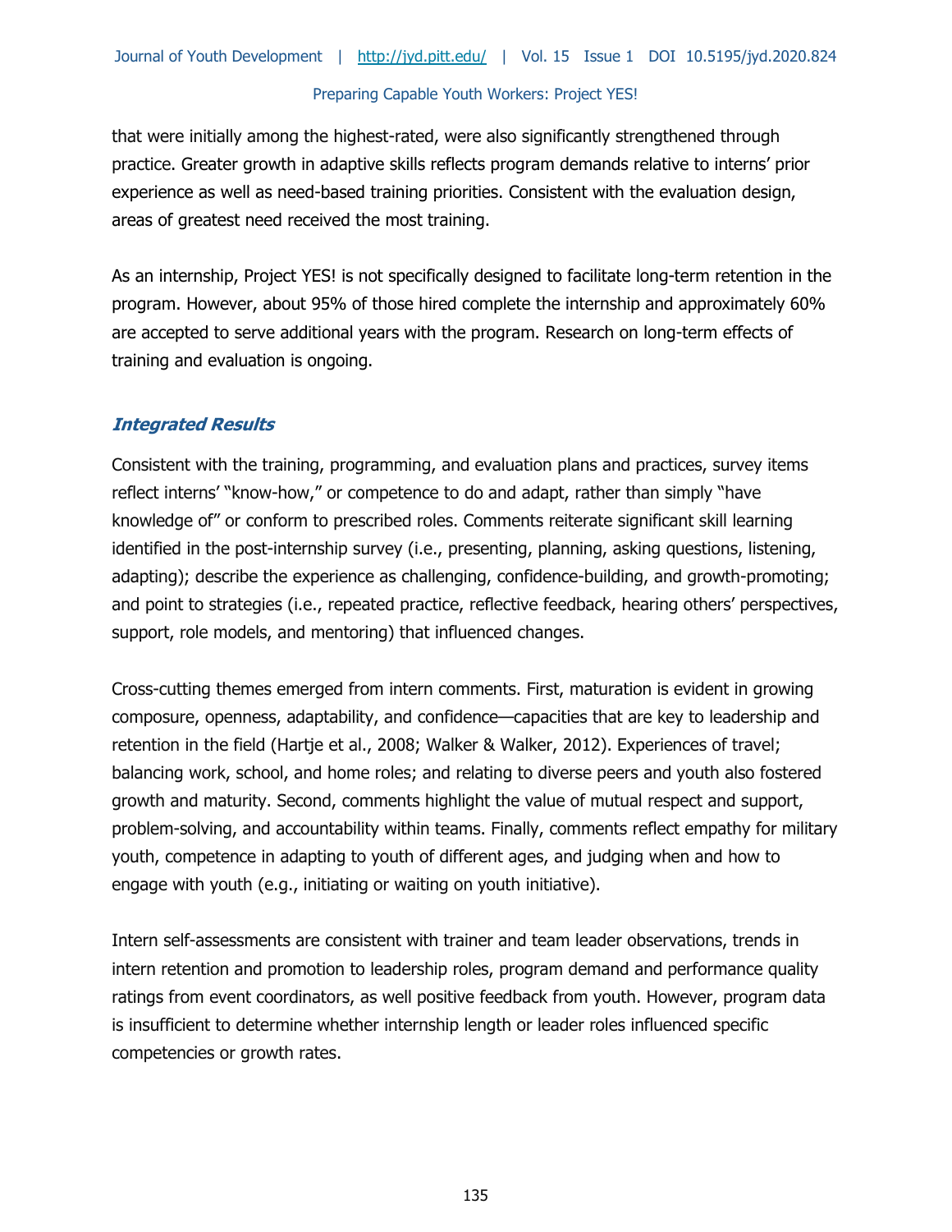that were initially among the highest-rated, were also significantly strengthened through practice. Greater growth in adaptive skills reflects program demands relative to interns' prior experience as well as need-based training priorities. Consistent with the evaluation design, areas of greatest need received the most training.

As an internship, Project YES! is not specifically designed to facilitate long-term retention in the program. However, about 95% of those hired complete the internship and approximately 60% are accepted to serve additional years with the program. Research on long-term effects of training and evaluation is ongoing.

### *Integrated Results*

Consistent with the training, programming, and evaluation plans and practices, survey items reflect interns' "know-how," or competence to do and adapt, rather than simply "have knowledge of" or conform to prescribed roles. Comments reiterate significant skill learning identified in the post-internship survey (i.e., presenting, planning, asking questions, listening, adapting); describe the experience as challenging, confidence-building, and growth-promoting; and point to strategies (i.e., repeated practice, reflective feedback, hearing others' perspectives, support, role models, and mentoring) that influenced changes.

Cross-cutting themes emerged from intern comments. First, maturation is evident in growing composure, openness, adaptability, and confidence—capacities that are key to leadership and retention in the field (Hartje et al., 2008; Walker & Walker, 2012). Experiences of travel; balancing work, school, and home roles; and relating to diverse peers and youth also fostered growth and maturity. Second, comments highlight the value of mutual respect and support, problem-solving, and accountability within teams. Finally, comments reflect empathy for military youth, competence in adapting to youth of different ages, and judging when and how to engage with youth (e.g., initiating or waiting on youth initiative).

Intern self-assessments are consistent with trainer and team leader observations, trends in intern retention and promotion to leadership roles, program demand and performance quality ratings from event coordinators, as well positive feedback from youth. However, program data is insufficient to determine whether internship length or leader roles influenced specific competencies or growth rates.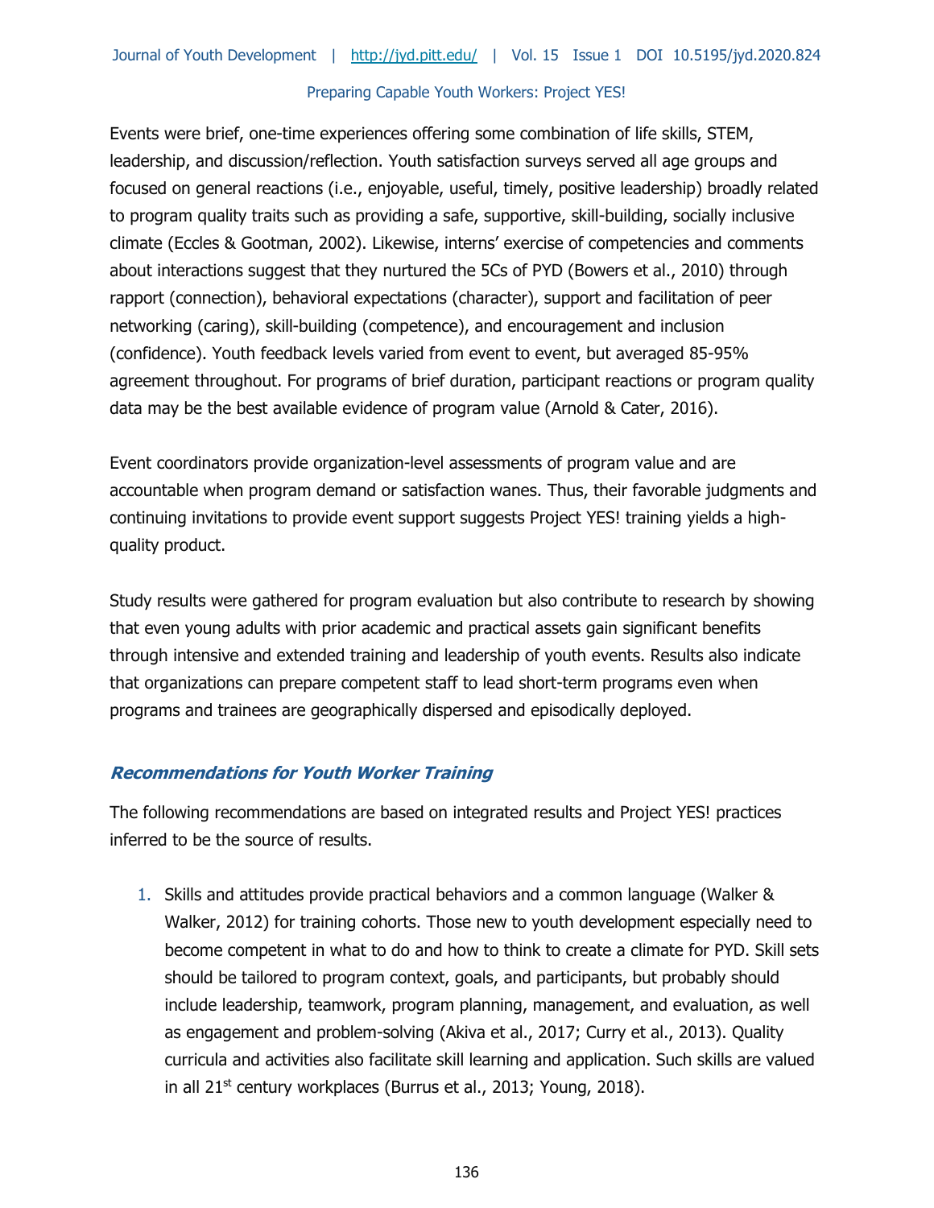Events were brief, one-time experiences offering some combination of life skills, STEM, leadership, and discussion/reflection. Youth satisfaction surveys served all age groups and focused on general reactions (i.e., enjoyable, useful, timely, positive leadership) broadly related to program quality traits such as providing a safe, supportive, skill-building, socially inclusive climate (Eccles & Gootman, 2002). Likewise, interns' exercise of competencies and comments about interactions suggest that they nurtured the 5Cs of PYD (Bowers et al., 2010) through rapport (connection), behavioral expectations (character), support and facilitation of peer networking (caring), skill-building (competence), and encouragement and inclusion (confidence). Youth feedback levels varied from event to event, but averaged 85-95% agreement throughout. For programs of brief duration, participant reactions or program quality data may be the best available evidence of program value (Arnold & Cater, 2016).

Event coordinators provide organization-level assessments of program value and are accountable when program demand or satisfaction wanes. Thus, their favorable judgments and continuing invitations to provide event support suggests Project YES! training yields a high-quality product.

Study results were gathered for program evaluation but also contribute to research by showing that even young adults with prior academic and practical assets gain significant benefits through intensive and extended training and leadership of youth events. Results also indicate that organizations can prepare competent staff to lead short-term programs even when programs and trainees are geographically dispersed and episodically deployed.

### *Recommendations for Youth Worker Training*

The following recommendations are based on integrated results and Project YES! practices inferred to be the source of results.

1. Skills and attitudes provide practical behaviors and a common language (Walker & Walker, 2012) for training cohorts. Those new to youth development especially need to become competent in what to do and how to think to create a climate for PYD. Skill sets should be tailored to program context, goals, and participants, but probably should include leadership, teamwork, program planning, management, and evaluation, as well as engagement and problem-solving (Akiva et al., 2017; Curry et al., 2013). Quality curricula and activities also facilitate skill learning and application. Such skills are valued in all 21st century workplaces (Burrus et al., 2013; Young, 2018).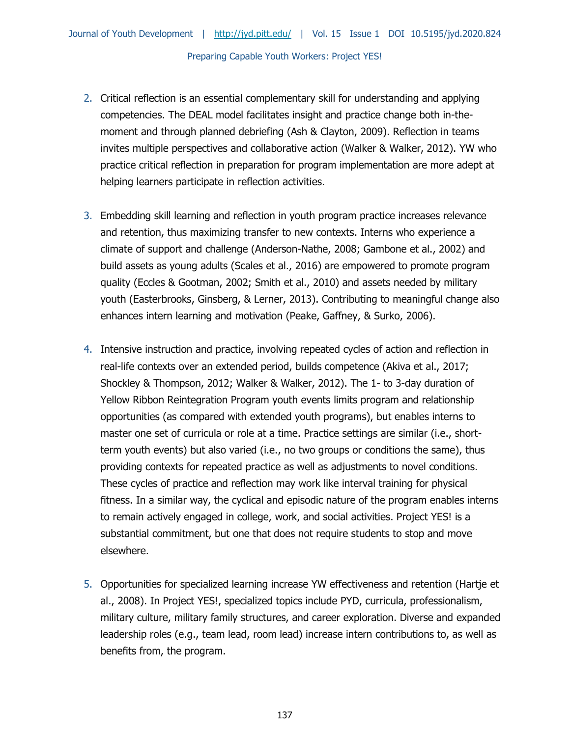2. Critical reflection is an essential complementary skill for understanding and applying competencies. The DEAL model facilitates insight and practice change both in-the-moment and through planned debriefing (Ash & Clayton, 2009). Reflection in teams invites multiple perspectives and collaborative action (Walker & Walker, 2012). YW who practice critical reflection in preparation for program implementation are more adept at helping learners participate in reflection activities.

3. Embedding skill learning and reflection in youth program practice increases relevance and retention, thus maximizing transfer to new contexts. Interns who experience a climate of support and challenge (Anderson-Nathe, 2008; Gambone et al., 2002) and build assets as young adults (Scales et al., 2016) are empowered to promote program quality (Eccles & Gootman, 2002; Smith et al., 2010) and assets needed by military youth (Easterbrooks, Ginsberg, & Lerner, 2013). Contributing to meaningful change also enhances intern learning and motivation (Peake, Gaffney, & Surko, 2006).

4. Intensive instruction and practice, involving repeated cycles of action and reflection in real-life contexts over an extended period, builds competence (Akiva et al., 2017; Shockley & Thompson, 2012; Walker & Walker, 2012). The 1- to 3-day duration of Yellow Ribbon Reintegration Program youth events limits program and relationship opportunities (as compared with extended youth programs), but enables interns to master one set of curricula or role at a time. Practice settings are similar (i.e., short-term youth events) but also varied (i.e., no two groups or conditions the same), thus providing contexts for repeated practice as well as adjustments to novel conditions. These cycles of practice and reflection may work like interval training for physical fitness. In a similar way, the cyclical and episodic nature of the program enables interns to remain actively engaged in college, work, and social activities. Project YES! is a substantial commitment, but one that does not require students to stop and move elsewhere.

5. Opportunities for specialized learning increase YW effectiveness and retention (Hartje et al., 2008). In Project YES!, specialized topics include PYD, curricula, professionalism, military culture, military family structures, and career exploration. Diverse and expanded leadership roles (e.g., team lead, room lead) increase intern contributions to, as well as benefits from, the program.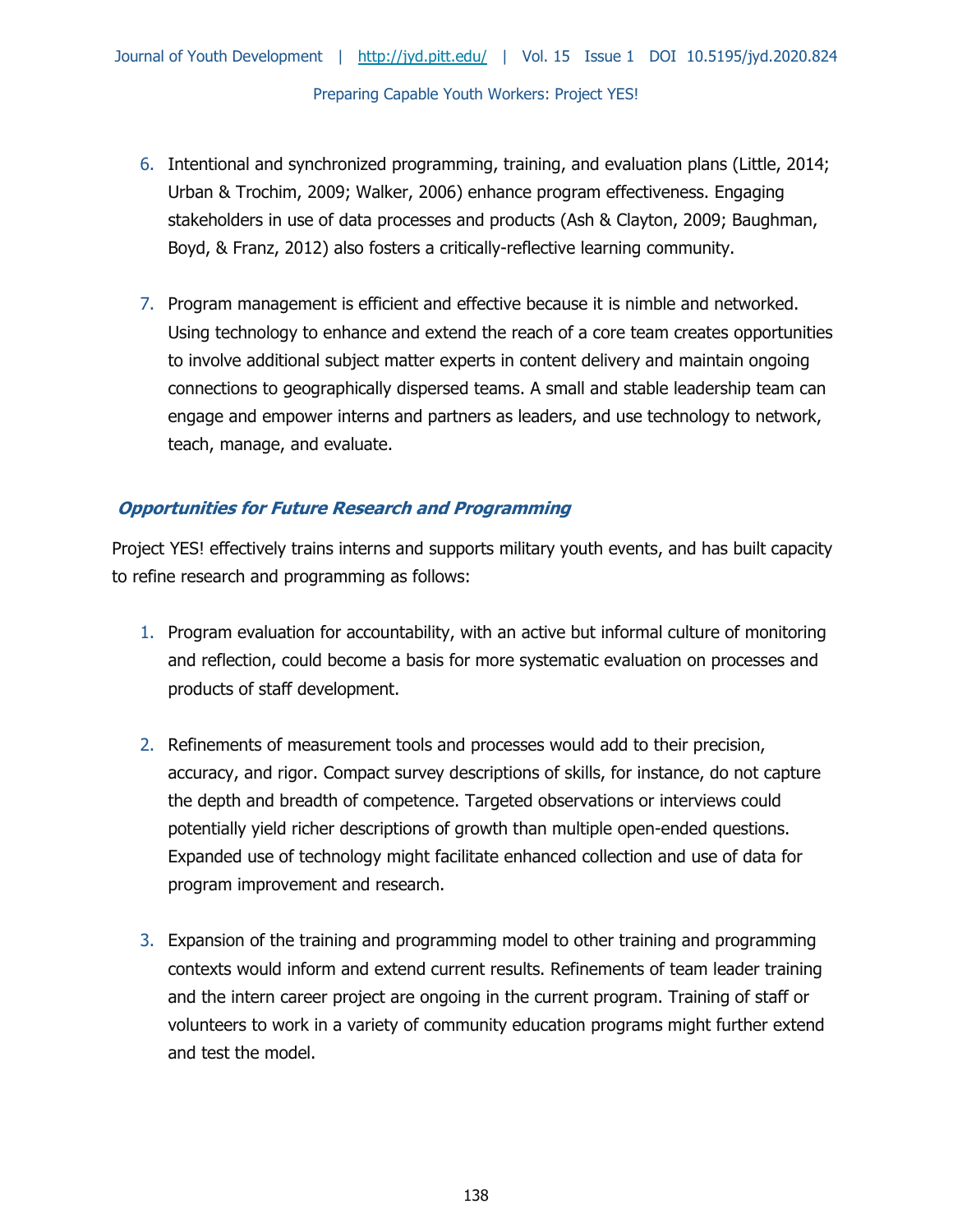6. Intentional and synchronized programming, training, and evaluation plans (Little, 2014; Urban & Trochim, 2009; Walker, 2006) enhance program effectiveness. Engaging stakeholders in use of data processes and products (Ash & Clayton, 2009; Baughman, Boyd, & Franz, 2012) also fosters a critically-reflective learning community.

7. Program management is efficient and effective because it is nimble and networked. Using technology to enhance and extend the reach of a core team creates opportunities to involve additional subject matter experts in content delivery and maintain ongoing connections to geographically dispersed teams. A small and stable leadership team can engage and empower interns and partners as leaders, and use technology to network, teach, manage, and evaluate.

### *Opportunities for Future Research and Programming*

Project YES! effectively trains interns and supports military youth events, and has built capacity to refine research and programming as follows:

1. Program evaluation for accountability, with an active but informal culture of monitoring and reflection, could become a basis for more systematic evaluation on processes and products of staff development.

2. Refinements of measurement tools and processes would add to their precision, accuracy, and rigor. Compact survey descriptions of skills, for instance, do not capture the depth and breadth of competence. Targeted observations or interviews could potentially yield richer descriptions of growth than multiple open-ended questions. Expanded use of technology might facilitate enhanced collection and use of data for program improvement and research.

3. Expansion of the training and programming model to other training and programming contexts would inform and extend current results. Refinements of team leader training and the intern career project are ongoing in the current program. Training of staff or volunteers to work in a variety of community education programs might further extend and test the model.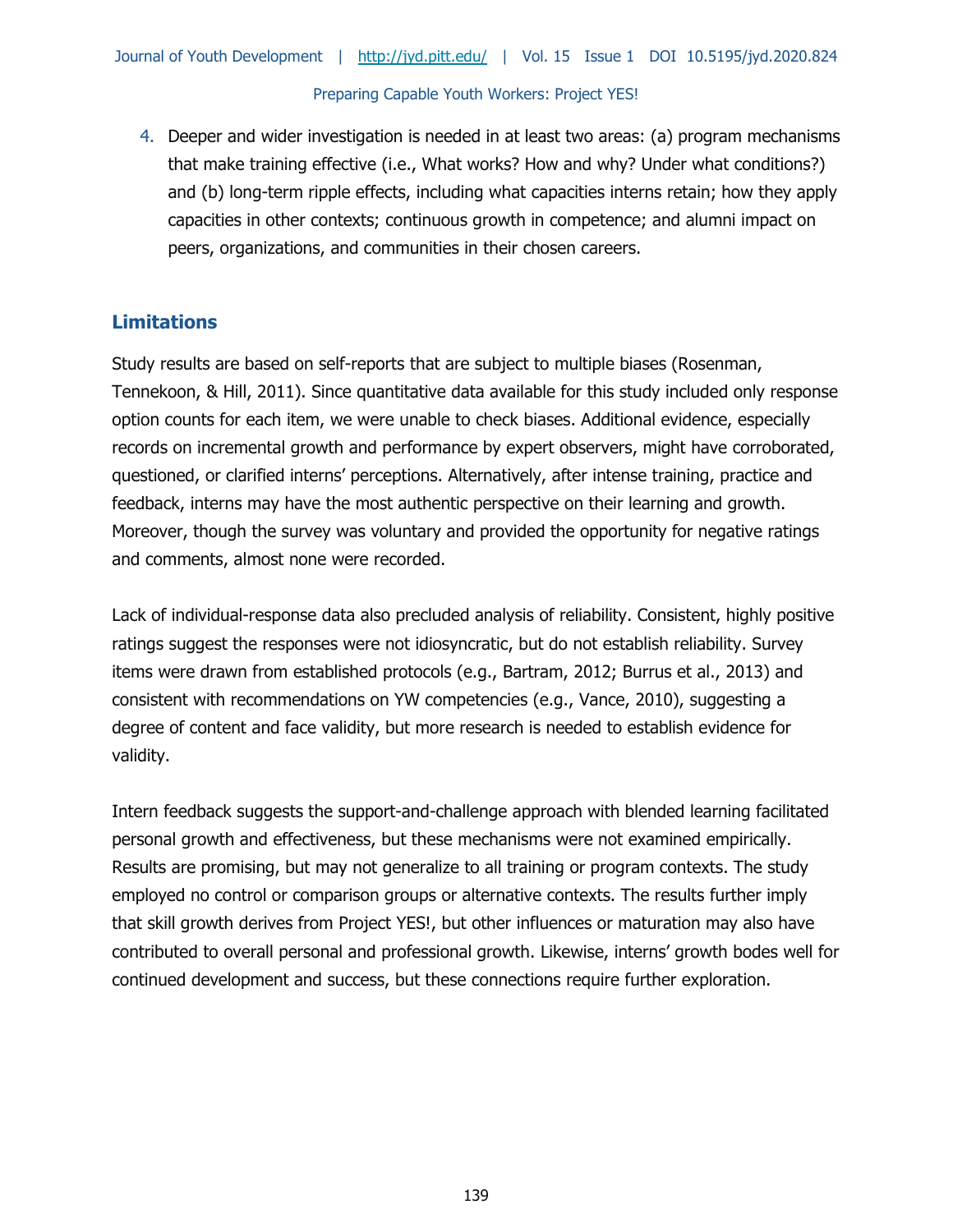4. Deeper and wider investigation is needed in at least two areas: (a) program mechanisms that make training effective (i.e., What works? How and why? Under what conditions?) and (b) long-term ripple effects, including what capacities interns retain; how they apply capacities in other contexts; continuous growth in competence; and alumni impact on peers, organizations, and communities in their chosen careers.

## Limitations

Study results are based on self-reports that are subject to multiple biases (Rosenman, Tennekoon, & Hill, 2011). Since quantitative data available for this study included only response option counts for each item, we were unable to check biases. Additional evidence, especially records on incremental growth and performance by expert observers, might have corroborated, questioned, or clarified interns' perceptions. Alternatively, after intense training, practice and feedback, interns may have the most authentic perspective on their learning and growth. Moreover, though the survey was voluntary and provided the opportunity for negative ratings and comments, almost none were recorded.

Lack of individual-response data also precluded analysis of reliability. Consistent, highly positive ratings suggest the responses were not idiosyncratic, but do not establish reliability. Survey items were drawn from established protocols (e.g., Bartram, 2012; Burrus et al., 2013) and consistent with recommendations on YW competencies (e.g., Vance, 2010), suggesting a degree of content and face validity, but more research is needed to establish evidence for validity.

Intern feedback suggests the support-and-challenge approach with blended learning facilitated personal growth and effectiveness, but these mechanisms were not examined empirically. Results are promising, but may not generalize to all training or program contexts. The study employed no control or comparison groups or alternative contexts. The results further imply that skill growth derives from Project YES!, but other influences or maturation may also have contributed to overall personal and professional growth. Likewise, interns' growth bodes well for continued development and success, but these connections require further exploration.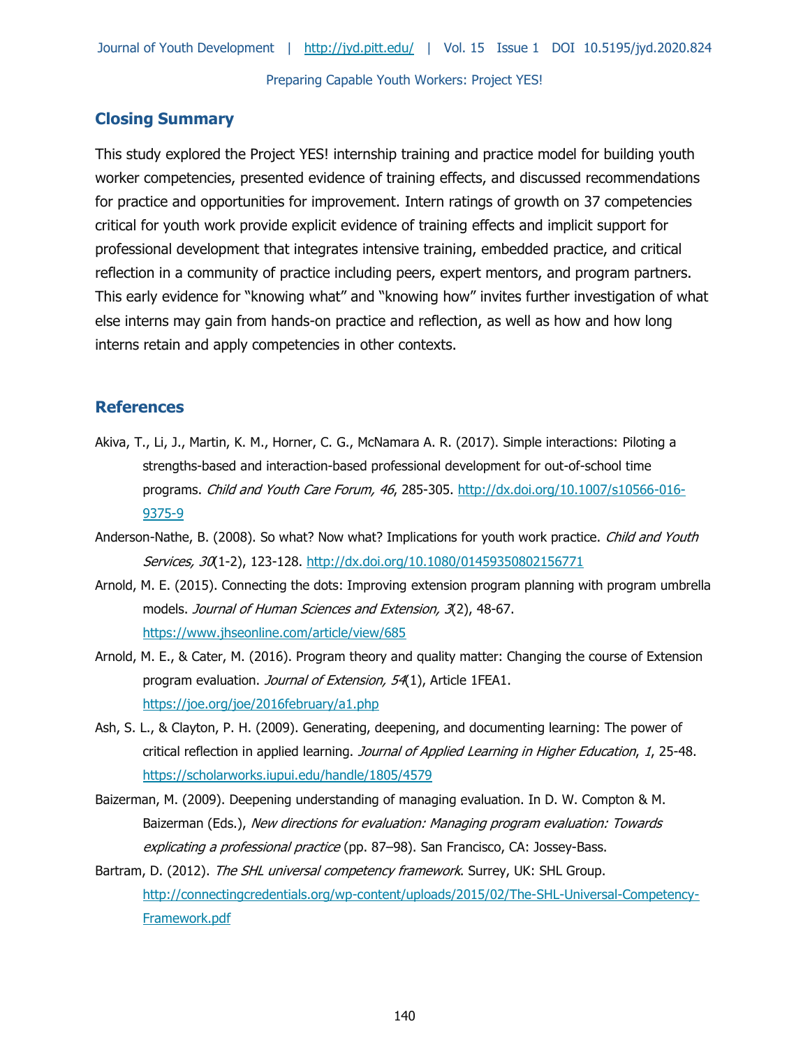## Closing Summary

This study explored the Project YES! internship training and practice model for building youth worker competencies, presented evidence of training effects, and discussed recommendations for practice and opportunities for improvement. Intern ratings of growth on 37 competencies critical for youth work provide explicit evidence of training effects and implicit support for professional development that integrates intensive training, embedded practice, and critical reflection in a community of practice including peers, expert mentors, and program partners. This early evidence for "knowing what" and "knowing how" invites further investigation of what else interns may gain from hands-on practice and reflection, as well as how and how long interns retain and apply competencies in other contexts.

## References

Akiva, T., Li, J., Martin, K. M., Horner, C. G., McNamara A. R. (2017). Simple interactions: Piloting a strengths-based and interaction-based professional development for out-of-school time programs. *Child and Youth Care Forum, 46*, 285-305. http://dx.doi.org/10.1007/s10566-016-9375-9

Anderson-Nathe, B. (2008). So what? Now what? Implications for youth work practice. *Child and Youth Services, 30*(1-2), 123-128. http://dx.doi.org/10.1080/01459350802156771

Arnold, M. E. (2015). Connecting the dots: Improving extension program planning with program umbrella models. *Journal of Human Sciences and Extension, 3*(2), 48-67. https://www.jhseonline.com/article/view/685

Arnold, M. E., & Cater, M. (2016). Program theory and quality matter: Changing the course of Extension program evaluation. *Journal of Extension, 54*(1), Article 1FEA1. https://joe.org/joe/2016february/a1.php

Ash, S. L., & Clayton, P. H. (2009). Generating, deepening, and documenting learning: The power of critical reflection in applied learning. *Journal of Applied Learning in Higher Education*, *1*, 25-48. https://scholarworks.iupui.edu/handle/1805/4579

Baizerman, M. (2009). Deepening understanding of managing evaluation. In D. W. Compton & M. Baizerman (Eds.), *New directions for evaluation: Managing program evaluation: Towards explicating a professional practice* (pp. 87–98). San Francisco, CA: Jossey-Bass.

Bartram, D. (2012). *The SHL universal competency framework*. Surrey, UK: SHL Group. http://connectingcredentials.org/wp-content/uploads/2015/02/The-SHL-Universal-Competency-Framework.pdf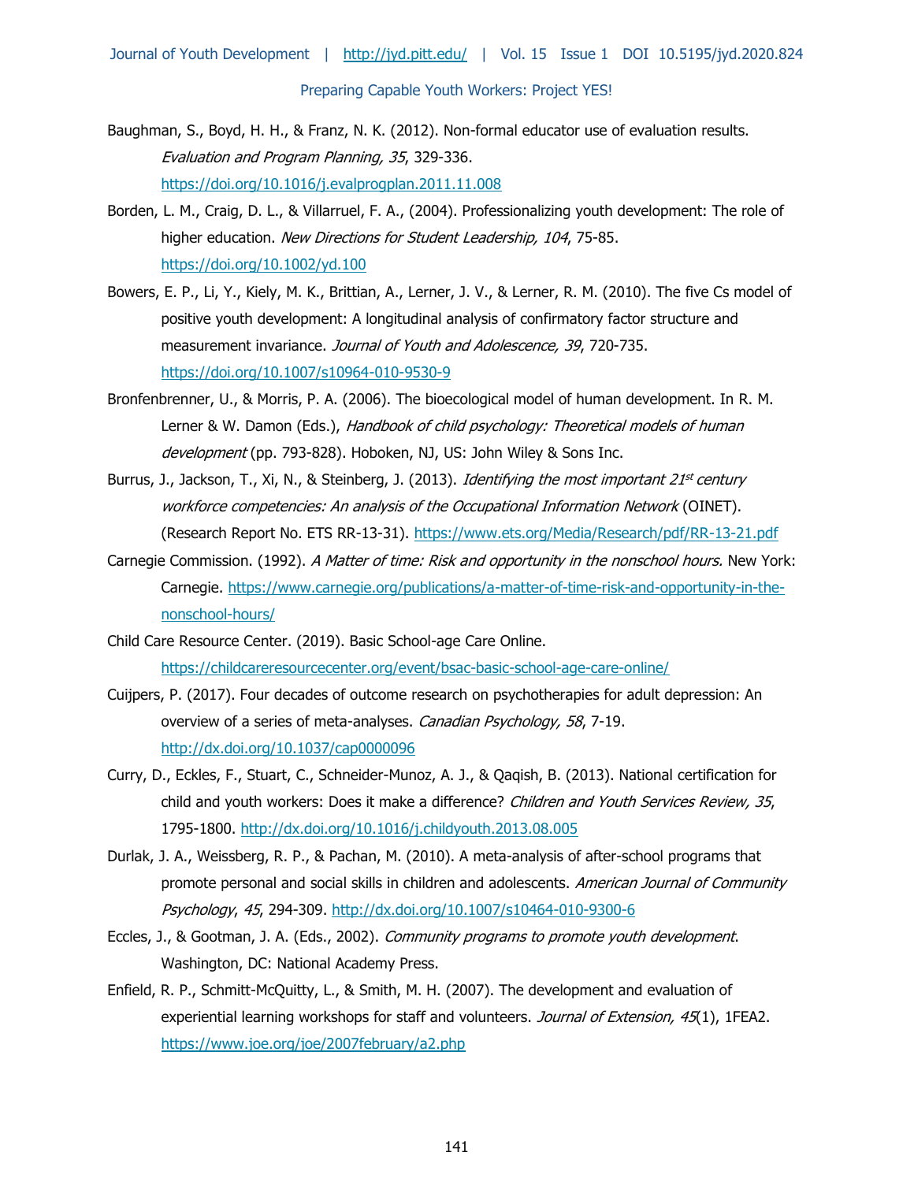Baughman, S., Boyd, H. H., & Franz, N. K. (2012). Non-formal educator use of evaluation results. *Evaluation and Program Planning, 35*, 329-336. https://doi.org/10.1016/j.evalprogplan.2011.11.008

Borden, L. M., Craig, D. L., & Villarruel, F. A., (2004). Professionalizing youth development: The role of higher education. *New Directions for Student Leadership, 104*, 75-85. https://doi.org/10.1002/yd.100

Bowers, E. P., Li, Y., Kiely, M. K., Brittian, A., Lerner, J. V., & Lerner, R. M. (2010). The five Cs model of positive youth development: A longitudinal analysis of confirmatory factor structure and measurement invariance. *Journal of Youth and Adolescence, 39*, 720-735. https://doi.org/10.1007/s10964-010-9530-9

Bronfenbrenner, U., & Morris, P. A. (2006). The bioecological model of human development. In R. M. Lerner & W. Damon (Eds.), *Handbook of child psychology: Theoretical models of human development* (pp. 793-828). Hoboken, NJ, US: John Wiley & Sons Inc.

Burrus, J., Jackson, T., Xi, N., & Steinberg, J. (2013). *Identifying the most important 21st century workforce competencies: An analysis of the Occupational Information Network* (OINET). (Research Report No. ETS RR-13-31). https://www.ets.org/Media/Research/pdf/RR-13-21.pdf

Carnegie Commission. (1992). *A Matter of time: Risk and opportunity in the nonschool hours.* New York: Carnegie. https://www.carnegie.org/publications/a-matter-of-time-risk-and-opportunity-in-the-nonschool-hours/

Child Care Resource Center. (2019). Basic School-age Care Online. https://childcareresourcecenter.org/event/bsac-basic-school-age-care-online/

Cuijpers, P. (2017). Four decades of outcome research on psychotherapies for adult depression: An overview of a series of meta-analyses. *Canadian Psychology, 58*, 7-19. http://dx.doi.org/10.1037/cap0000096

Curry, D., Eckles, F., Stuart, C., Schneider-Munoz, A. J., & Qaqish, B. (2013). National certification for child and youth workers: Does it make a difference? *Children and Youth Services Review, 35*, 1795-1800. http://dx.doi.org/10.1016/j.childyouth.2013.08.005

Durlak, J. A., Weissberg, R. P., & Pachan, M. (2010). A meta-analysis of after-school programs that promote personal and social skills in children and adolescents. *American Journal of Community Psychology*, *45*, 294-309. http://dx.doi.org/10.1007/s10464-010-9300-6

Eccles, J., & Gootman, J. A. (Eds., 2002). *Community programs to promote youth development*. Washington, DC: National Academy Press.

Enfield, R. P., Schmitt-McQuitty, L., & Smith, M. H. (2007). The development and evaluation of experiential learning workshops for staff and volunteers. *Journal of Extension, 45*(1), 1FEA2. https://www.joe.org/joe/2007february/a2.php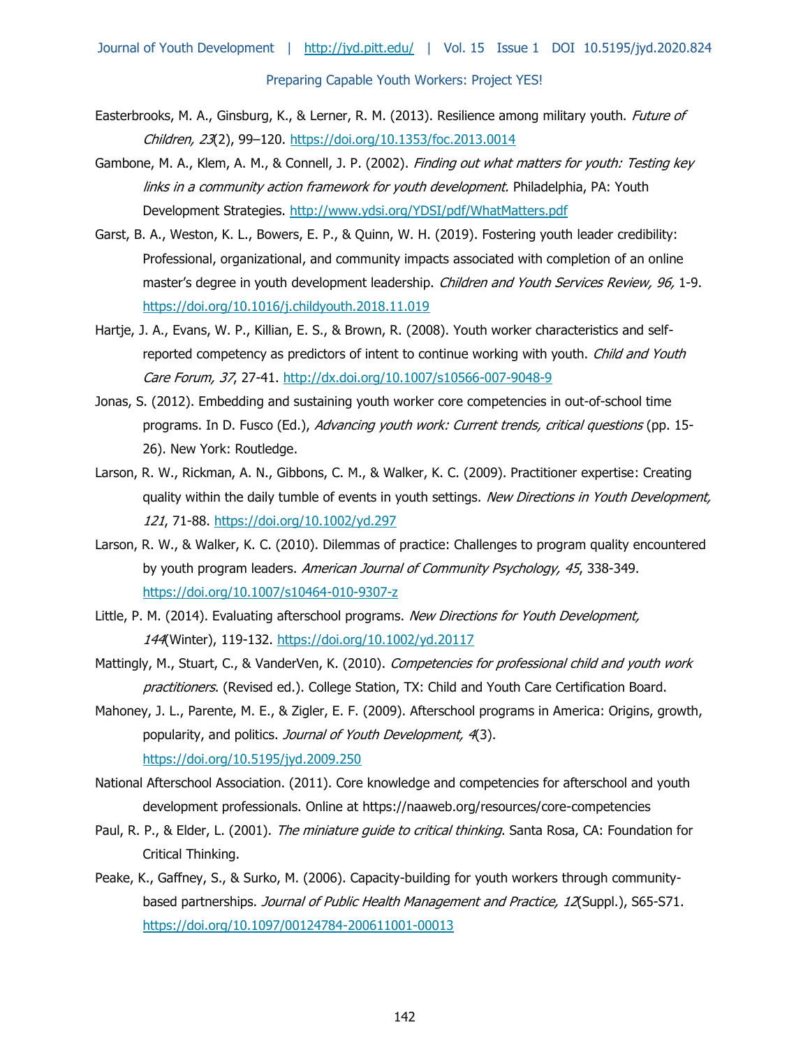Easterbrooks, M. A., Ginsburg, K., & Lerner, R. M. (2013). Resilience among military youth. *Future of Children, 23*(2), 99–120. https://doi.org/10.1353/foc.2013.0014

Gambone, M. A., Klem, A. M., & Connell, J. P. (2002). *Finding out what matters for youth: Testing key links in a community action framework for youth development.* Philadelphia, PA: Youth Development Strategies. http://www.ydsi.org/YDSI/pdf/WhatMatters.pdf

Garst, B. A., Weston, K. L., Bowers, E. P., & Quinn, W. H. (2019). Fostering youth leader credibility: Professional, organizational, and community impacts associated with completion of an online master's degree in youth development leadership. *Children and Youth Services Review, 96,* 1-9. https://doi.org/10.1016/j.childyouth.2018.11.019

Hartje, J. A., Evans, W. P., Killian, E. S., & Brown, R. (2008). Youth worker characteristics and self-reported competency as predictors of intent to continue working with youth. *Child and Youth Care Forum, 37*, 27-41. http://dx.doi.org/10.1007/s10566-007-9048-9

Jonas, S. (2012). Embedding and sustaining youth worker core competencies in out-of-school time programs. In D. Fusco (Ed.), *Advancing youth work: Current trends, critical questions* (pp. 15-26). New York: Routledge.

Larson, R. W., Rickman, A. N., Gibbons, C. M., & Walker, K. C. (2009). Practitioner expertise: Creating quality within the daily tumble of events in youth settings. *New Directions in Youth Development, 121*, 71-88. https://doi.org/10.1002/yd.297

Larson, R. W., & Walker, K. C. (2010). Dilemmas of practice: Challenges to program quality encountered by youth program leaders. *American Journal of Community Psychology, 45*, 338-349. https://doi.org/10.1007/s10464-010-9307-z

Little, P. M. (2014). Evaluating afterschool programs. *New Directions for Youth Development, 144*(Winter), 119-132. https://doi.org/10.1002/yd.20117

Mattingly, M., Stuart, C., & VanderVen, K. (2010). *Competencies for professional child and youth work practitioners*. (Revised ed.). College Station, TX: Child and Youth Care Certification Board.

Mahoney, J. L., Parente, M. E., & Zigler, E. F. (2009). Afterschool programs in America: Origins, growth, popularity, and politics. *Journal of Youth Development, 4*(3). https://doi.org/10.5195/jyd.2009.250

National Afterschool Association. (2011). Core knowledge and competencies for afterschool and youth development professionals. Online at https://naaweb.org/resources/core-competencies

Paul, R. P., & Elder, L. (2001). *The miniature guide to critical thinking*. Santa Rosa, CA: Foundation for Critical Thinking.

Peake, K., Gaffney, S., & Surko, M. (2006). Capacity-building for youth workers through community-based partnerships. *Journal of Public Health Management and Practice, 12*(Suppl.), S65-S71. https://doi.org/10.1097/00124784-200611001-00013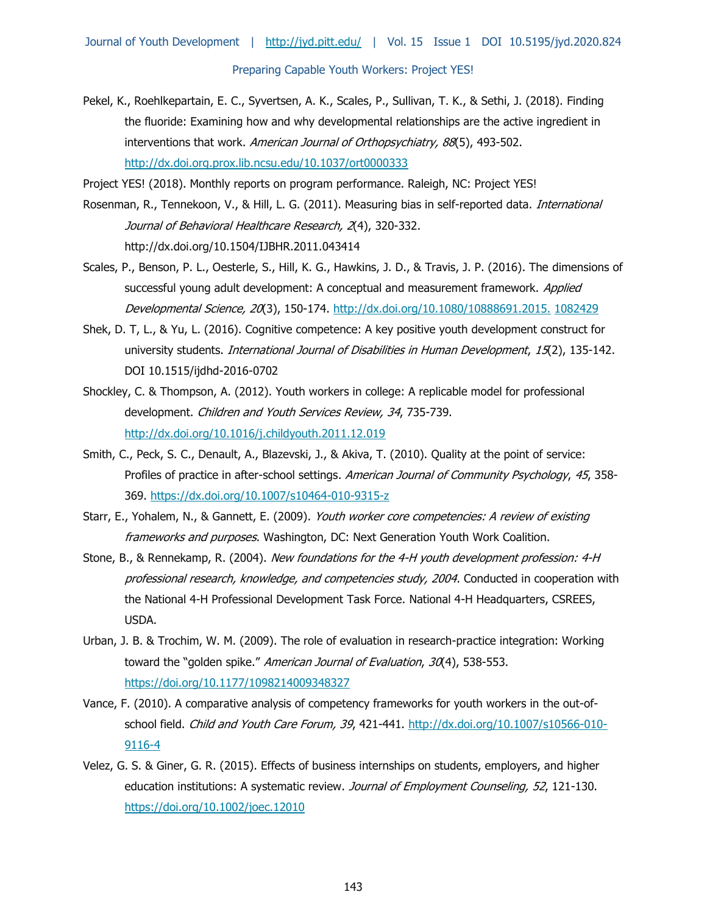Pekel, K., Roehlkepartain, E. C., Syvertsen, A. K., Scales, P., Sullivan, T. K., & Sethi, J. (2018). Finding the fluoride: Examining how and why developmental relationships are the active ingredient in interventions that work. *American Journal of Orthopsychiatry, 88*(5), 493-502. http://dx.doi.org.prox.lib.ncsu.edu/10.1037/ort0000333

Project YES! (2018). Monthly reports on program performance. Raleigh, NC: Project YES!

Rosenman, R., Tennekoon, V., & Hill, L. G. (2011). Measuring bias in self-reported data. *International Journal of Behavioral Healthcare Research, 2*(4), 320-332. http://dx.doi.org/10.1504/IJBHR.2011.043414

Scales, P., Benson, P. L., Oesterle, S., Hill, K. G., Hawkins, J. D., & Travis, J. P. (2016). The dimensions of successful young adult development: A conceptual and measurement framework. *Applied Developmental Science, 20*(3), 150-174. http://dx.doi.org/10.1080/10888691.2015. 1082429

Shek, D. T, L., & Yu, L. (2016). Cognitive competence: A key positive youth development construct for university students. *International Journal of Disabilities in Human Development*, *15*(2), 135-142. DOI 10.1515/ijdhd-2016-0702

Shockley, C. & Thompson, A. (2012). Youth workers in college: A replicable model for professional development. *Children and Youth Services Review, 34*, 735-739. http://dx.doi.org/10.1016/j.childyouth.2011.12.019

Smith, C., Peck, S. C., Denault, A., Blazevski, J., & Akiva, T. (2010). Quality at the point of service: Profiles of practice in after-school settings. *American Journal of Community Psychology*, *45*, 358-369. https://dx.doi.org/10.1007/s10464-010-9315-z

Starr, E., Yohalem, N., & Gannett, E. (2009). *Youth worker core competencies: A review of existing frameworks and purposes*. Washington, DC: Next Generation Youth Work Coalition.

Stone, B., & Rennekamp, R. (2004). *New foundations for the 4-H youth development profession: 4-H professional research, knowledge, and competencies study, 2004*. Conducted in cooperation with the National 4-H Professional Development Task Force. National 4-H Headquarters, CSREES, USDA.

Urban, J. B. & Trochim, W. M. (2009). The role of evaluation in research-practice integration: Working toward the "golden spike." *American Journal of Evaluation*, *30*(4), 538-553. https://doi.org/10.1177/1098214009348327

Vance, F. (2010). A comparative analysis of competency frameworks for youth workers in the out-of-school field. *Child and Youth Care Forum, 39*, 421-441. http://dx.doi.org/10.1007/s10566-010-9116-4

Velez, G. S. & Giner, G. R. (2015). Effects of business internships on students, employers, and higher education institutions: A systematic review. *Journal of Employment Counseling, 52*, 121-130. https://doi.org/10.1002/joec.12010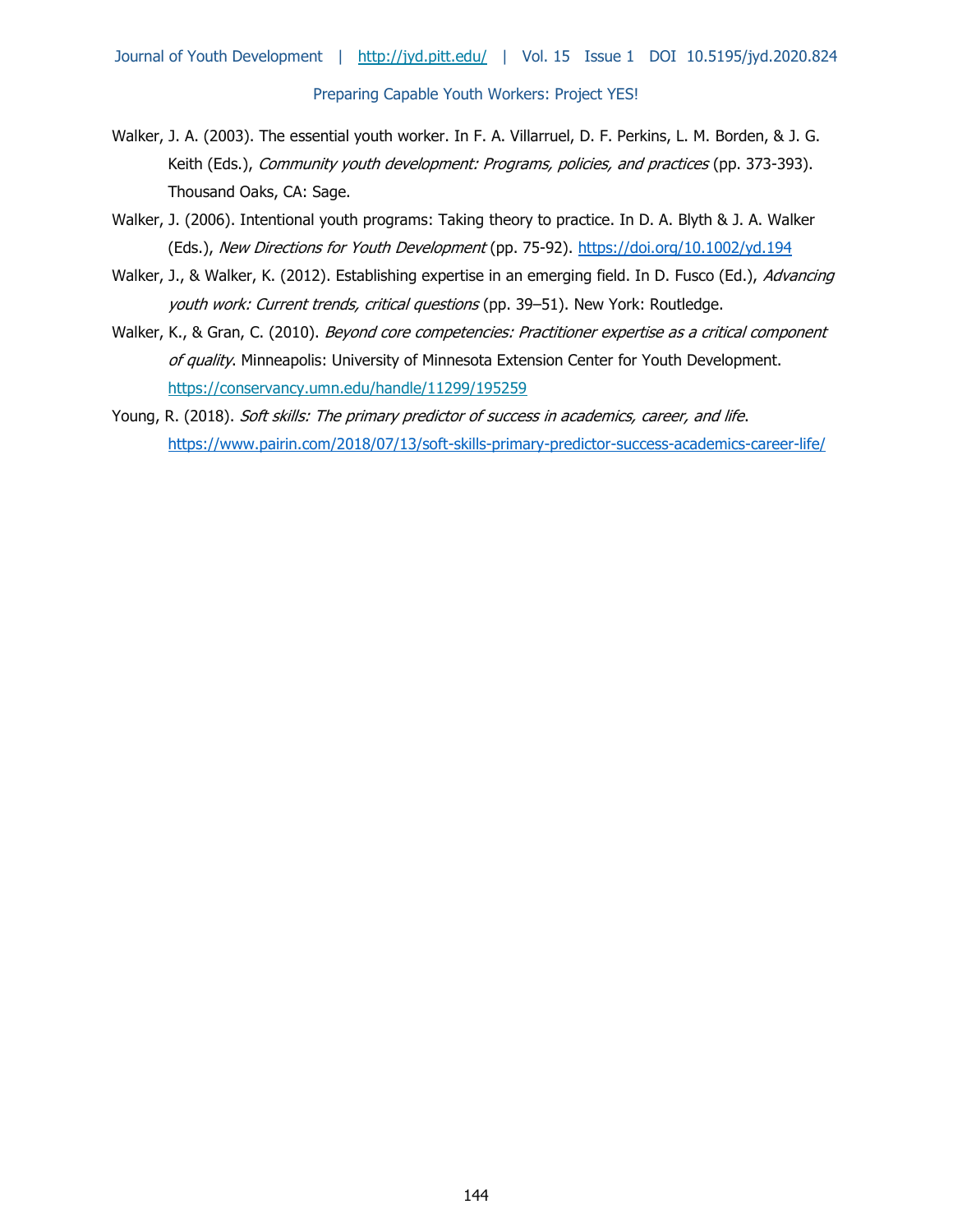Walker, J. A. (2003). The essential youth worker. In F. A. Villarruel, D. F. Perkins, L. M. Borden, & J. G. Keith (Eds.), *Community youth development: Programs, policies, and practices* (pp. 373-393). Thousand Oaks, CA: Sage.

Walker, J. (2006). Intentional youth programs: Taking theory to practice. In D. A. Blyth & J. A. Walker (Eds.), *New Directions for Youth Development* (pp. 75-92). https://doi.org/10.1002/yd.194

Walker, J., & Walker, K. (2012). Establishing expertise in an emerging field. In D. Fusco (Ed.), *Advancing youth work: Current trends, critical questions* (pp. 39–51). New York: Routledge.

Walker, K., & Gran, C. (2010). *Beyond core competencies: Practitioner expertise as a critical component of quality*. Minneapolis: University of Minnesota Extension Center for Youth Development. https://conservancy.umn.edu/handle/11299/195259

Young, R. (2018). *Soft skills: The primary predictor of success in academics, career, and life*. https://www.pairin.com/2018/07/13/soft-skills-primary-predictor-success-academics-career-life/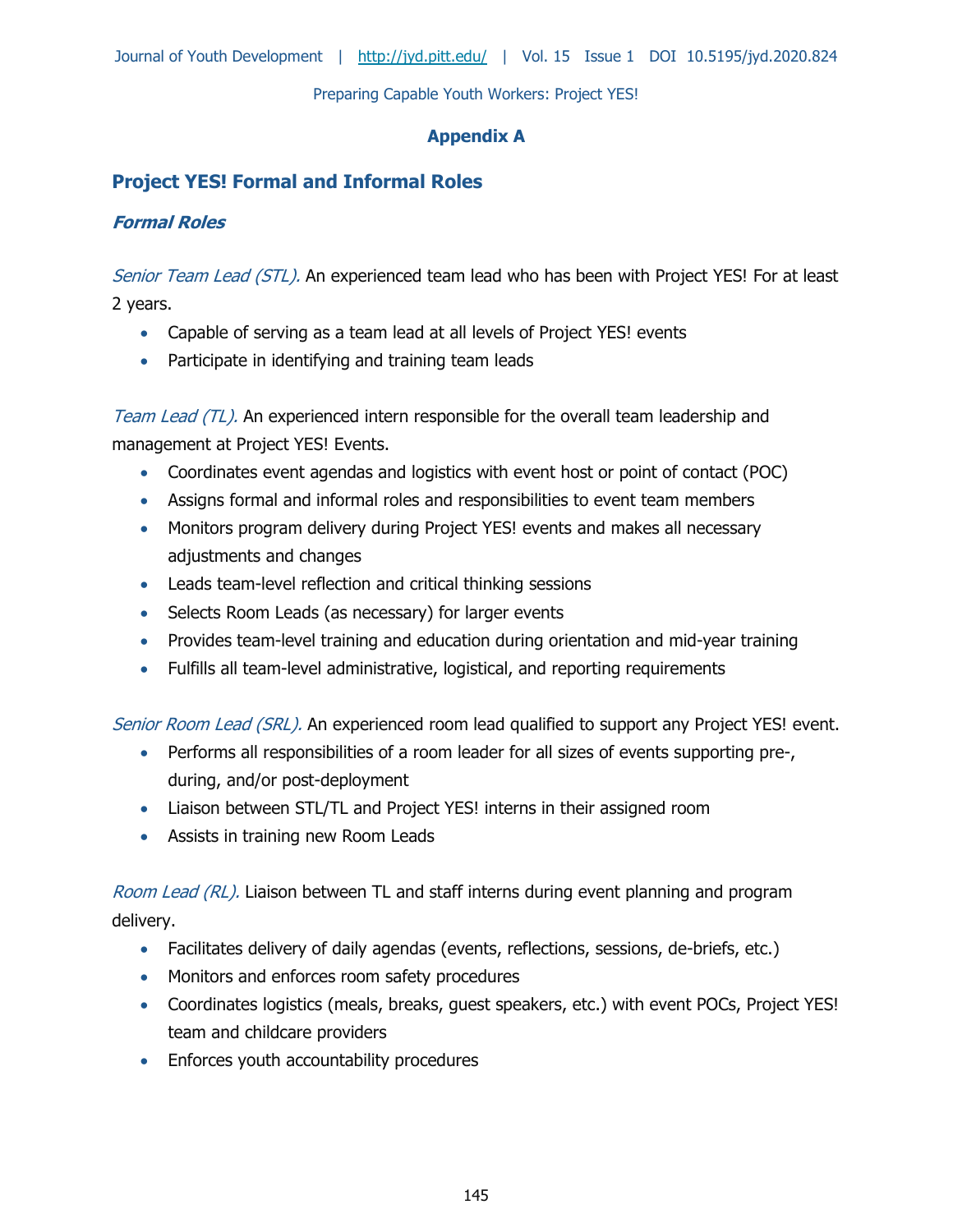## Appendix A

## Project YES! Formal and Informal Roles

### *Formal Roles*

*Senior Team Lead (STL).* An experienced team lead who has been with Project YES! For at least 2 years.

- Capable of serving as a team lead at all levels of Project YES! events
- Participate in identifying and training team leads

*Team Lead (TL).* An experienced intern responsible for the overall team leadership and management at Project YES! Events.

- Coordinates event agendas and logistics with event host or point of contact (POC)
- Assigns formal and informal roles and responsibilities to event team members
- Monitors program delivery during Project YES! events and makes all necessary adjustments and changes
- Leads team-level reflection and critical thinking sessions
- Selects Room Leads (as necessary) for larger events
- Provides team-level training and education during orientation and mid-year training
- Fulfills all team-level administrative, logistical, and reporting requirements

*Senior Room Lead (SRL).* An experienced room lead qualified to support any Project YES! event.

- Performs all responsibilities of a room leader for all sizes of events supporting pre-, during, and/or post-deployment
- Liaison between STL/TL and Project YES! interns in their assigned room
- Assists in training new Room Leads

*Room Lead (RL).* Liaison between TL and staff interns during event planning and program delivery.

- Facilitates delivery of daily agendas (events, reflections, sessions, de-briefs, etc.)
- Monitors and enforces room safety procedures
- Coordinates logistics (meals, breaks, guest speakers, etc.) with event POCs, Project YES! team and childcare providers
- Enforces youth accountability procedures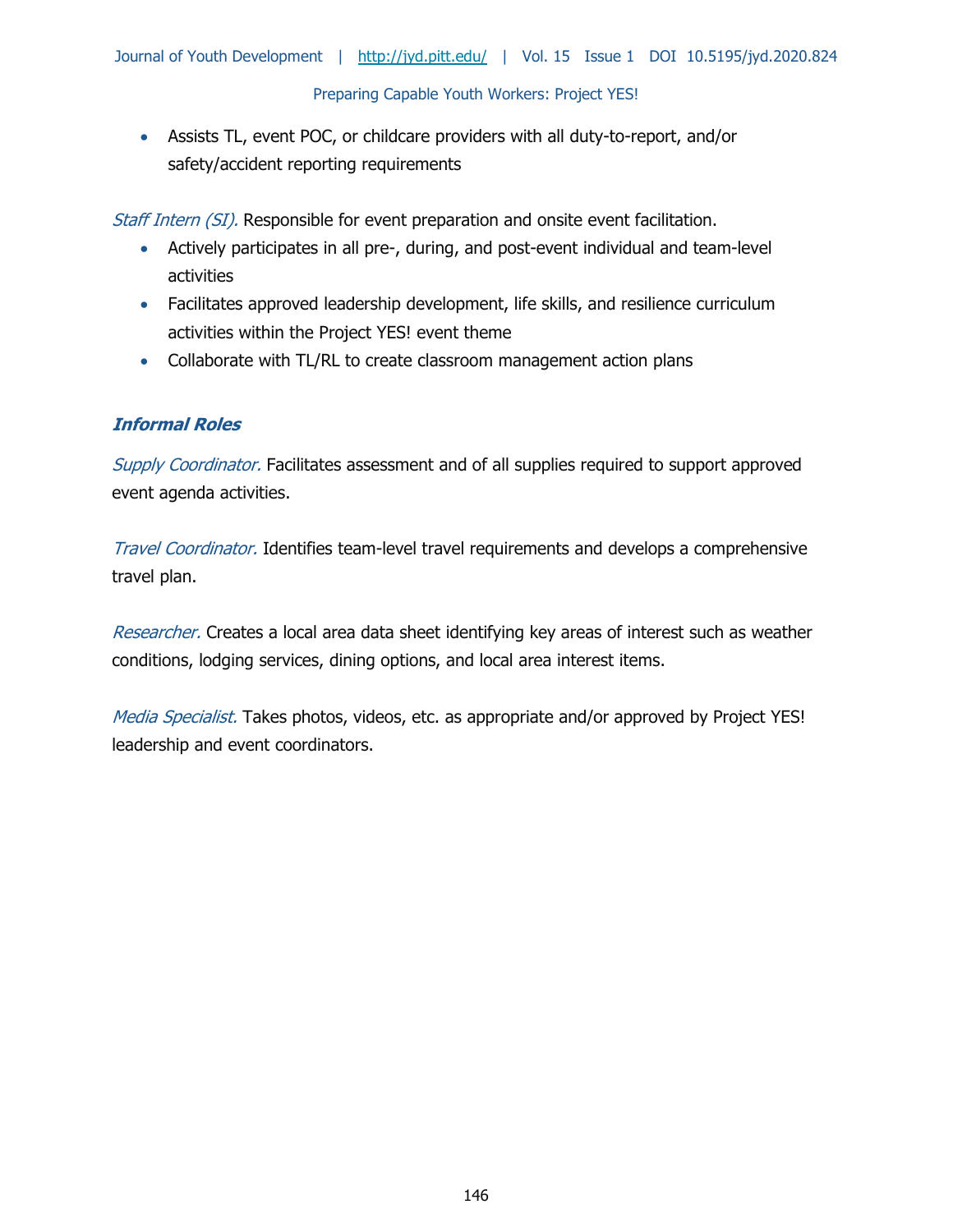- Assists TL, event POC, or childcare providers with all duty-to-report, and/or safety/accident reporting requirements

*Staff Intern (SI).* Responsible for event preparation and onsite event facilitation.

- Actively participates in all pre-, during, and post-event individual and team-level activities
- Facilitates approved leadership development, life skills, and resilience curriculum activities within the Project YES! event theme
- Collaborate with TL/RL to create classroom management action plans

### ***Informal Roles***

*Supply Coordinator.* Facilitates assessment and of all supplies required to support approved event agenda activities.

*Travel Coordinator.* Identifies team-level travel requirements and develops a comprehensive travel plan.

*Researcher.* Creates a local area data sheet identifying key areas of interest such as weather conditions, lodging services, dining options, and local area interest items.

*Media Specialist.* Takes photos, videos, etc. as appropriate and/or approved by Project YES! leadership and event coordinators.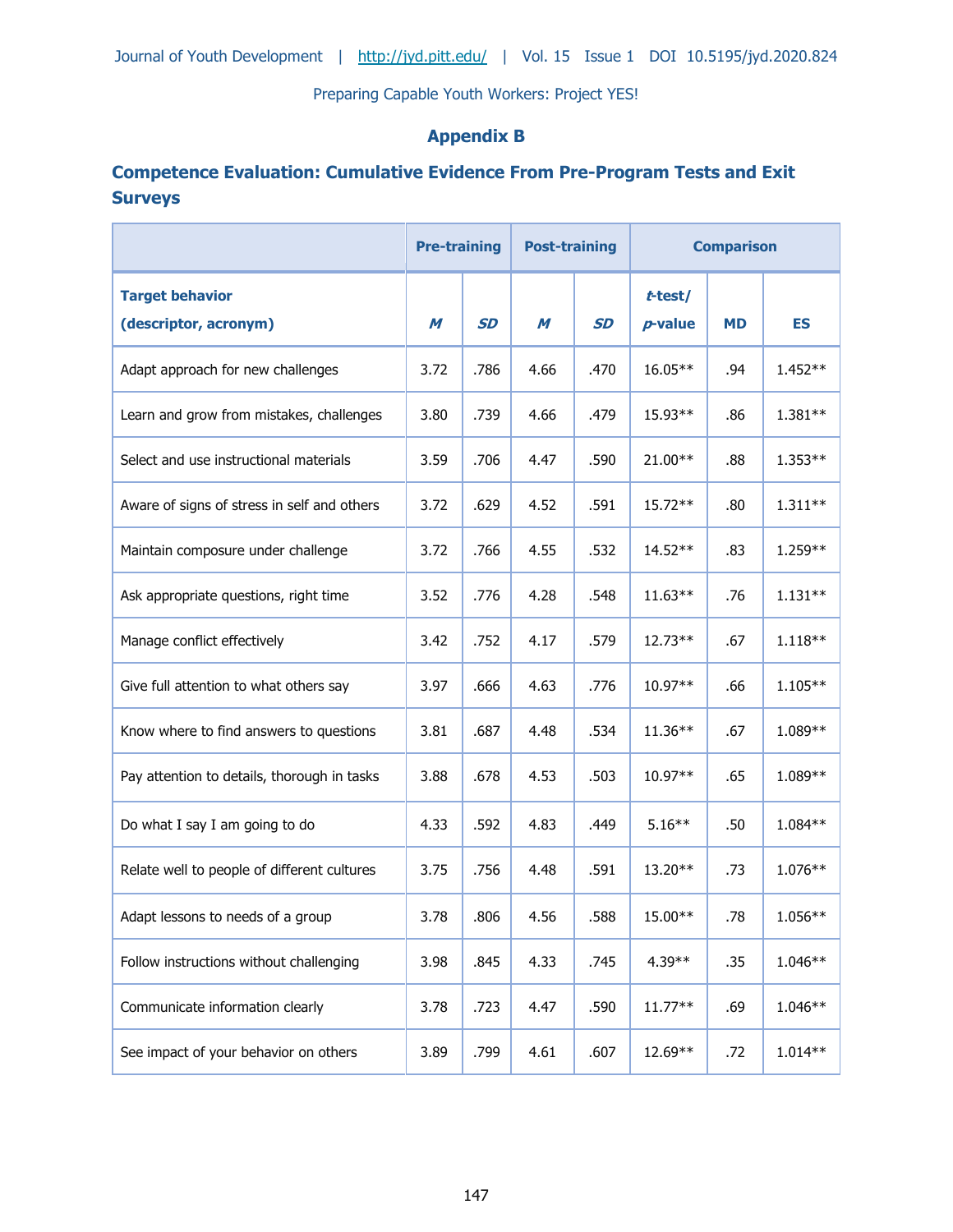## Appendix B

### Competence Evaluation: Cumulative Evidence From Pre-Program Tests and Exit Surveys

| | Pre-training | | Post-training | | Comparison | | |
|---|---|---|---|---|---|---|---|
| **Target behavior (descriptor, acronym)** | *M* | *SD* | *M* | *SD* | *t*-test/ *p*-value | MD | ES |
| Adapt approach for new challenges | 3.72 | .786 | 4.66 | .470 | 16.05** | .94 | 1.452** |
| Learn and grow from mistakes, challenges | 3.80 | .739 | 4.66 | .479 | 15.93** | .86 | 1.381** |
| Select and use instructional materials | 3.59 | .706 | 4.47 | .590 | 21.00** | .88 | 1.353** |
| Aware of signs of stress in self and others | 3.72 | .629 | 4.52 | .591 | 15.72** | .80 | 1.311** |
| Maintain composure under challenge | 3.72 | .766 | 4.55 | .532 | 14.52** | .83 | 1.259** |
| Ask appropriate questions, right time | 3.52 | .776 | 4.28 | .548 | 11.63** | .76 | 1.131** |
| Manage conflict effectively | 3.42 | .752 | 4.17 | .579 | 12.73** | .67 | 1.118** |
| Give full attention to what others say | 3.97 | .666 | 4.63 | .776 | 10.97** | .66 | 1.105** |
| Know where to find answers to questions | 3.81 | .687 | 4.48 | .534 | 11.36** | .67 | 1.089** |
| Pay attention to details, thorough in tasks | 3.88 | .678 | 4.53 | .503 | 10.97** | .65 | 1.089** |
| Do what I say I am going to do | 4.33 | .592 | 4.83 | .449 | 5.16** | .50 | 1.084** |
| Relate well to people of different cultures | 3.75 | .756 | 4.48 | .591 | 13.20** | .73 | 1.076** |
| Adapt lessons to needs of a group | 3.78 | .806 | 4.56 | .588 | 15.00** | .78 | 1.056** |
| Follow instructions without challenging | 3.98 | .845 | 4.33 | .745 | 4.39** | .35 | 1.046** |
| Communicate information clearly | 3.78 | .723 | 4.47 | .590 | 11.77** | .69 | 1.046** |
| See impact of your behavior on others | 3.89 | .799 | 4.61 | .607 | 12.69** | .72 | 1.014** |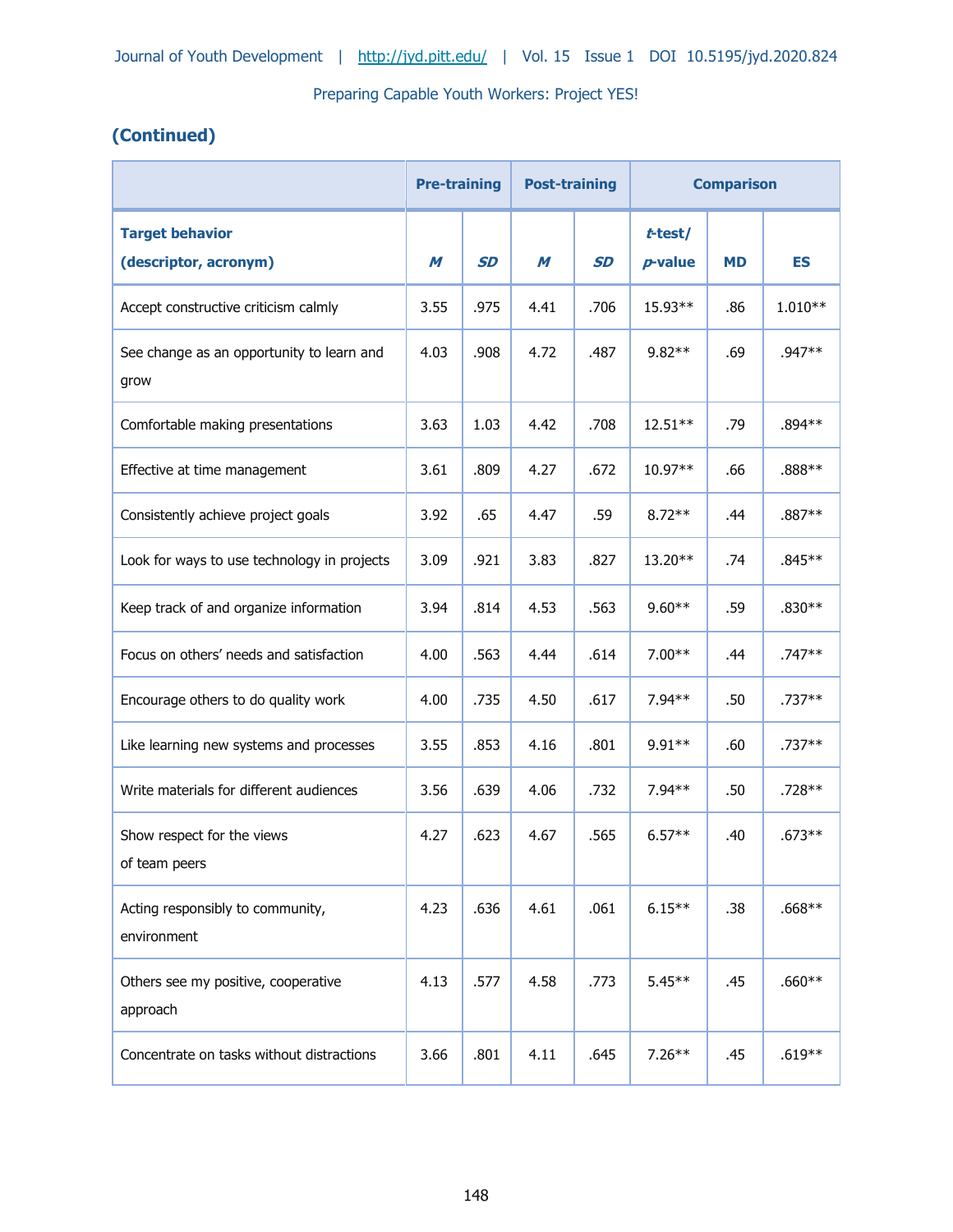**(Continued)**

| Target behavior (descriptor, acronym) | Pre-training | | Post-training | | Comparison | | |
|---|---|---|---|---|---|---|---|
| | *M* | *SD* | *M* | *SD* | *t*-test/ *p*-value | MD | ES |
| Accept constructive criticism calmly | 3.55 | .975 | 4.41 | .706 | 15.93** | .86 | 1.010** |
| See change as an opportunity to learn and grow | 4.03 | .908 | 4.72 | .487 | 9.82** | .69 | .947** |
| Comfortable making presentations | 3.63 | 1.03 | 4.42 | .708 | 12.51** | .79 | .894** |
| Effective at time management | 3.61 | .809 | 4.27 | .672 | 10.97** | .66 | .888** |
| Consistently achieve project goals | 3.92 | .65 | 4.47 | .59 | 8.72** | .44 | .887** |
| Look for ways to use technology in projects | 3.09 | .921 | 3.83 | .827 | 13.20** | .74 | .845** |
| Keep track of and organize information | 3.94 | .814 | 4.53 | .563 | 9.60** | .59 | .830** |
| Focus on others' needs and satisfaction | 4.00 | .563 | 4.44 | .614 | 7.00** | .44 | .747** |
| Encourage others to do quality work | 4.00 | .735 | 4.50 | .617 | 7.94** | .50 | .737** |
| Like learning new systems and processes | 3.55 | .853 | 4.16 | .801 | 9.91** | .60 | .737** |
| Write materials for different audiences | 3.56 | .639 | 4.06 | .732 | 7.94** | .50 | .728** |
| Show respect for the views of team peers | 4.27 | .623 | 4.67 | .565 | 6.57** | .40 | .673** |
| Acting responsibly to community, environment | 4.23 | .636 | 4.61 | .061 | 6.15** | .38 | .668** |
| Others see my positive, cooperative approach | 4.13 | .577 | 4.58 | .773 | 5.45** | .45 | .660** |
| Concentrate on tasks without distractions | 3.66 | .801 | 4.11 | .645 | 7.26** | .45 | .619** |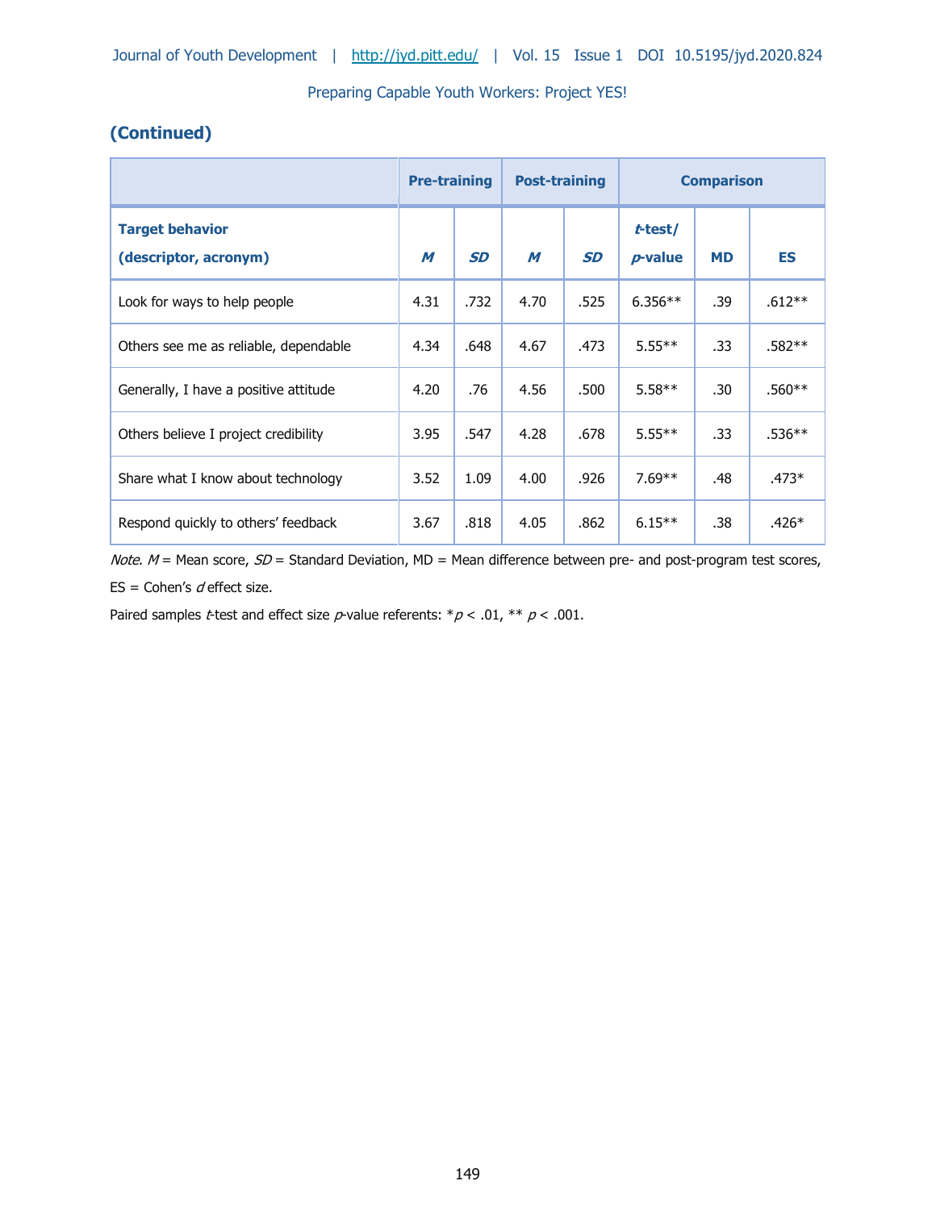**(Continued)**

| | Pre-training | | Post-training | | Comparison | | |
|---|---|---|---|---|---|---|---|
| **Target behavior (descriptor, acronym)** | ***M*** | ***SD*** | ***M*** | ***SD*** | ***t*-test/ *p*-value** | **MD** | **ES** |
| Look for ways to help people | 4.31 | .732 | 4.70 | .525 | 6.356** | .39 | .612** |
| Others see me as reliable, dependable | 4.34 | .648 | 4.67 | .473 | 5.55** | .33 | .582** |
| Generally, I have a positive attitude | 4.20 | .76 | 4.56 | .500 | 5.58** | .30 | .560** |
| Others believe I project credibility | 3.95 | .547 | 4.28 | .678 | 5.55** | .33 | .536** |
| Share what I know about technology | 3.52 | 1.09 | 4.00 | .926 | 7.69** | .48 | .473* |
| Respond quickly to others' feedback | 3.67 | .818 | 4.05 | .862 | 6.15** | .38 | .426* |

*Note.* *M* = Mean score, *SD* = Standard Deviation, MD = Mean difference between pre- and post-program test scores, ES = Cohen's *d* effect size.

Paired samples *t*-test and effect size *p*-value referents: *$p < .01$, ** $p < .001$.